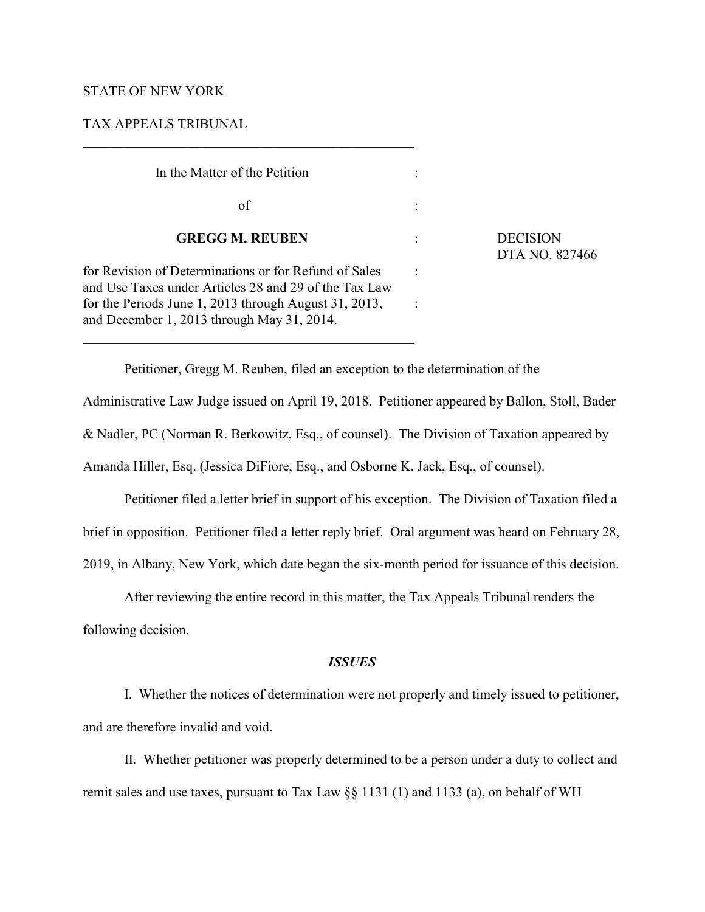STATE OF NEW YORK

TAX APPEALS TRIBUNAL

In the Matter of the Petition

of

**GREGG M. REUBEN**

for Revision of Determinations or for Refund of Sales and Use Taxes under Articles 28 and 29 of the Tax Law for the Periods June 1, 2013 through August 31, 2013, and December 1, 2013 through May 31, 2014.

DECISION
DTA NO. 827466

Petitioner, Gregg M. Reuben, filed an exception to the determination of the Administrative Law Judge issued on April 19, 2018. Petitioner appeared by Ballon, Stoll, Bader & Nadler, PC (Norman R. Berkowitz, Esq., of counsel). The Division of Taxation appeared by Amanda Hiller, Esq. (Jessica DiFiore, Esq., and Osborne K. Jack, Esq., of counsel).

Petitioner filed a letter brief in support of his exception. The Division of Taxation filed a brief in opposition. Petitioner filed a letter reply brief. Oral argument was heard on February 28, 2019, in Albany, New York, which date began the six-month period for issuance of this decision.

After reviewing the entire record in this matter, the Tax Appeals Tribunal renders the following decision.

### *ISSUES*

I. Whether the notices of determination were not properly and timely issued to petitioner, and are therefore invalid and void.

II. Whether petitioner was properly determined to be a person under a duty to collect and remit sales and use taxes, pursuant to Tax Law §§ 1131 (1) and 1133 (a), on behalf of WH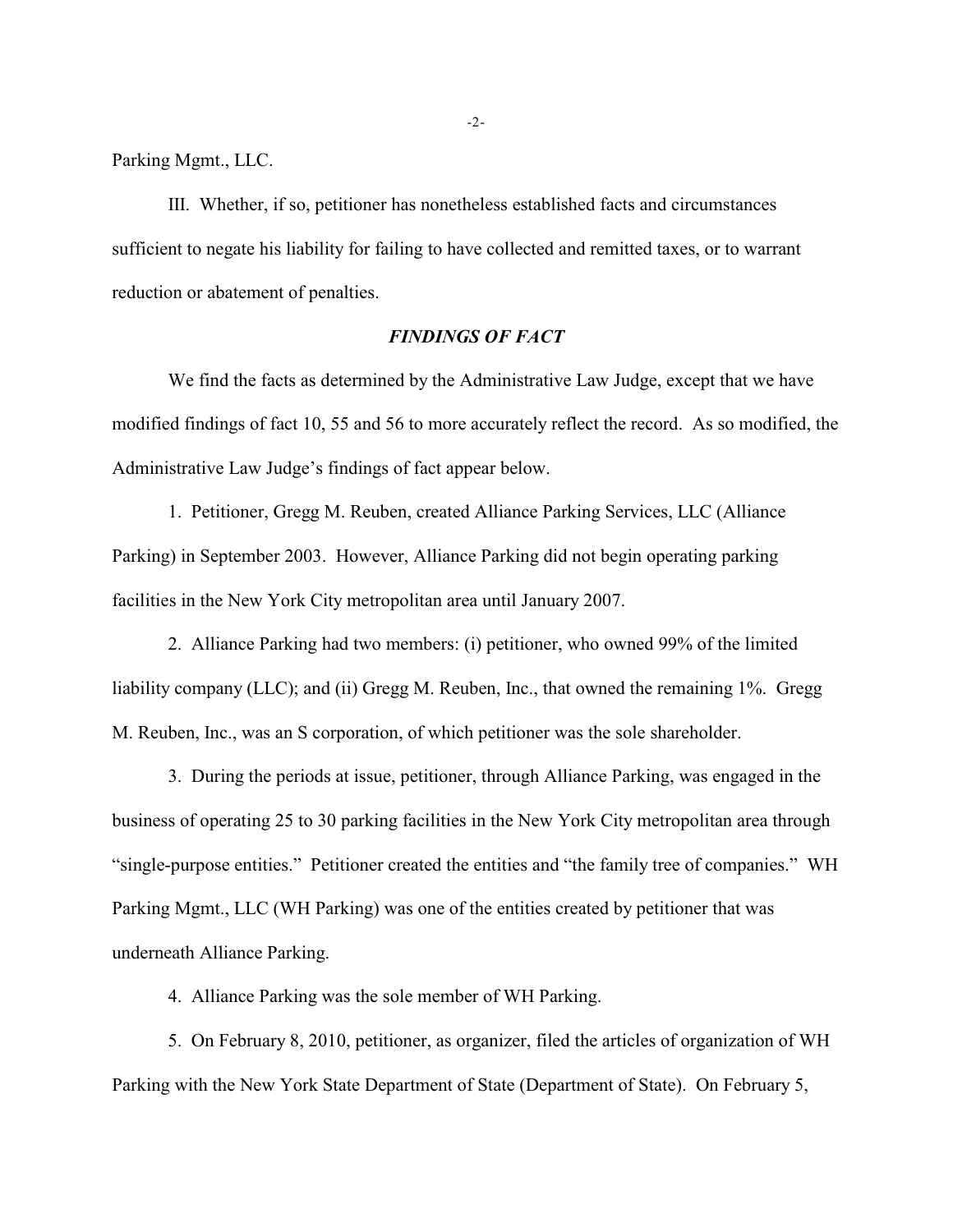Parking Mgmt., LLC.

III. Whether, if so, petitioner has nonetheless established facts and circumstances sufficient to negate his liability for failing to have collected and remitted taxes, or to warrant reduction or abatement of penalties.

## *FINDINGS OF FACT*

We find the facts as determined by the Administrative Law Judge, except that we have modified findings of fact 10, 55 and 56 to more accurately reflect the record. As so modified, the Administrative Law Judge's findings of fact appear below.

1. Petitioner, Gregg M. Reuben, created Alliance Parking Services, LLC (Alliance Parking) in September 2003. However, Alliance Parking did not begin operating parking facilities in the New York City metropolitan area until January 2007.

2. Alliance Parking had two members: (i) petitioner, who owned 99% of the limited liability company (LLC); and (ii) Gregg M. Reuben, Inc., that owned the remaining 1%. Gregg M. Reuben, Inc., was an S corporation, of which petitioner was the sole shareholder.

3. During the periods at issue, petitioner, through Alliance Parking, was engaged in the business of operating 25 to 30 parking facilities in the New York City metropolitan area through "single-purpose entities." Petitioner created the entities and "the family tree of companies." WH Parking Mgmt., LLC (WH Parking) was one of the entities created by petitioner that was underneath Alliance Parking.

4. Alliance Parking was the sole member of WH Parking.

5. On February 8, 2010, petitioner, as organizer, filed the articles of organization of WH Parking with the New York State Department of State (Department of State). On February 5,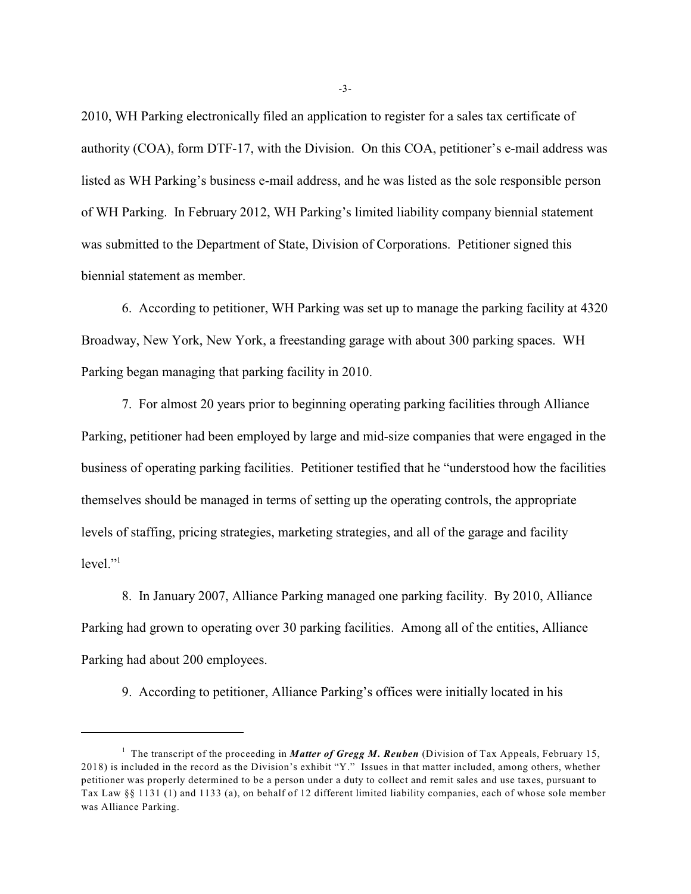2010, WH Parking electronically filed an application to register for a sales tax certificate of authority (COA), form DTF-17, with the Division. On this COA, petitioner's e-mail address was listed as WH Parking's business e-mail address, and he was listed as the sole responsible person of WH Parking. In February 2012, WH Parking's limited liability company biennial statement was submitted to the Department of State, Division of Corporations. Petitioner signed this biennial statement as member.

6. According to petitioner, WH Parking was set up to manage the parking facility at 4320 Broadway, New York, New York, a freestanding garage with about 300 parking spaces. WH Parking began managing that parking facility in 2010.

7. For almost 20 years prior to beginning operating parking facilities through Alliance Parking, petitioner had been employed by large and mid-size companies that were engaged in the business of operating parking facilities. Petitioner testified that he "understood how the facilities themselves should be managed in terms of setting up the operating controls, the appropriate levels of staffing, pricing strategies, marketing strategies, and all of the garage and facility level."[1]

8. In January 2007, Alliance Parking managed one parking facility. By 2010, Alliance Parking had grown to operating over 30 parking facilities. Among all of the entities, Alliance Parking had about 200 employees.

9. According to petitioner, Alliance Parking's offices were initially located in his

---

[1] The transcript of the proceeding in ***Matter of Gregg M. Reuben*** (Division of Tax Appeals, February 15, 2018) is included in the record as the Division's exhibit "Y." Issues in that matter included, among others, whether petitioner was properly determined to be a person under a duty to collect and remit sales and use taxes, pursuant to Tax Law §§ 1131 (1) and 1133 (a), on behalf of 12 different limited liability companies, each of whose sole member was Alliance Parking.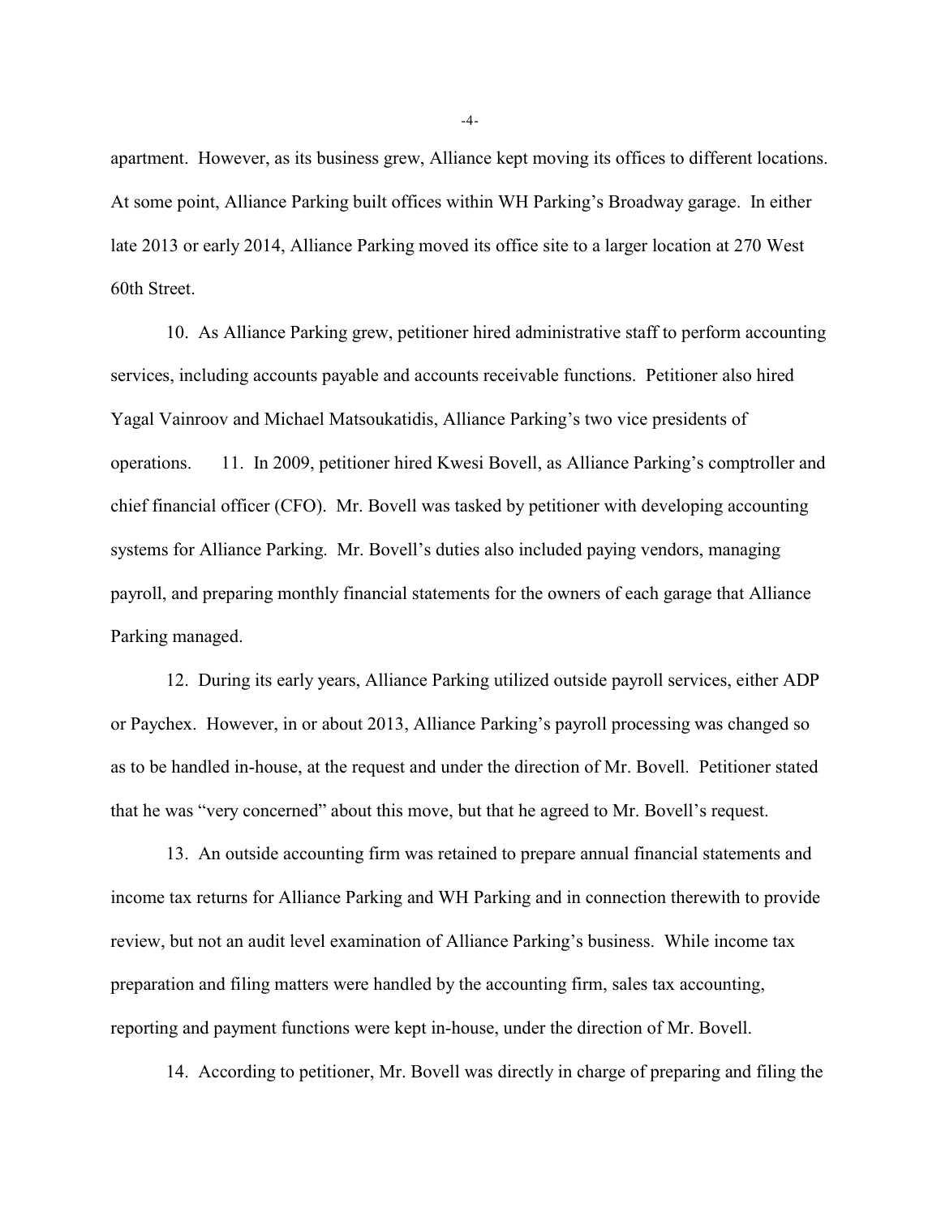apartment. However, as its business grew, Alliance kept moving its offices to different locations. At some point, Alliance Parking built offices within WH Parking's Broadway garage. In either late 2013 or early 2014, Alliance Parking moved its office site to a larger location at 270 West 60th Street.

10. As Alliance Parking grew, petitioner hired administrative staff to perform accounting services, including accounts payable and accounts receivable functions. Petitioner also hired Yagal Vainroov and Michael Matsoukatidis, Alliance Parking's two vice presidents of operations.

11. In 2009, petitioner hired Kwesi Bovell, as Alliance Parking's comptroller and chief financial officer (CFO). Mr. Bovell was tasked by petitioner with developing accounting systems for Alliance Parking. Mr. Bovell's duties also included paying vendors, managing payroll, and preparing monthly financial statements for the owners of each garage that Alliance Parking managed.

12. During its early years, Alliance Parking utilized outside payroll services, either ADP or Paychex. However, in or about 2013, Alliance Parking's payroll processing was changed so as to be handled in-house, at the request and under the direction of Mr. Bovell. Petitioner stated that he was "very concerned" about this move, but that he agreed to Mr. Bovell's request.

13. An outside accounting firm was retained to prepare annual financial statements and income tax returns for Alliance Parking and WH Parking and in connection therewith to provide review, but not an audit level examination of Alliance Parking's business. While income tax preparation and filing matters were handled by the accounting firm, sales tax accounting, reporting and payment functions were kept in-house, under the direction of Mr. Bovell.

14. According to petitioner, Mr. Bovell was directly in charge of preparing and filing the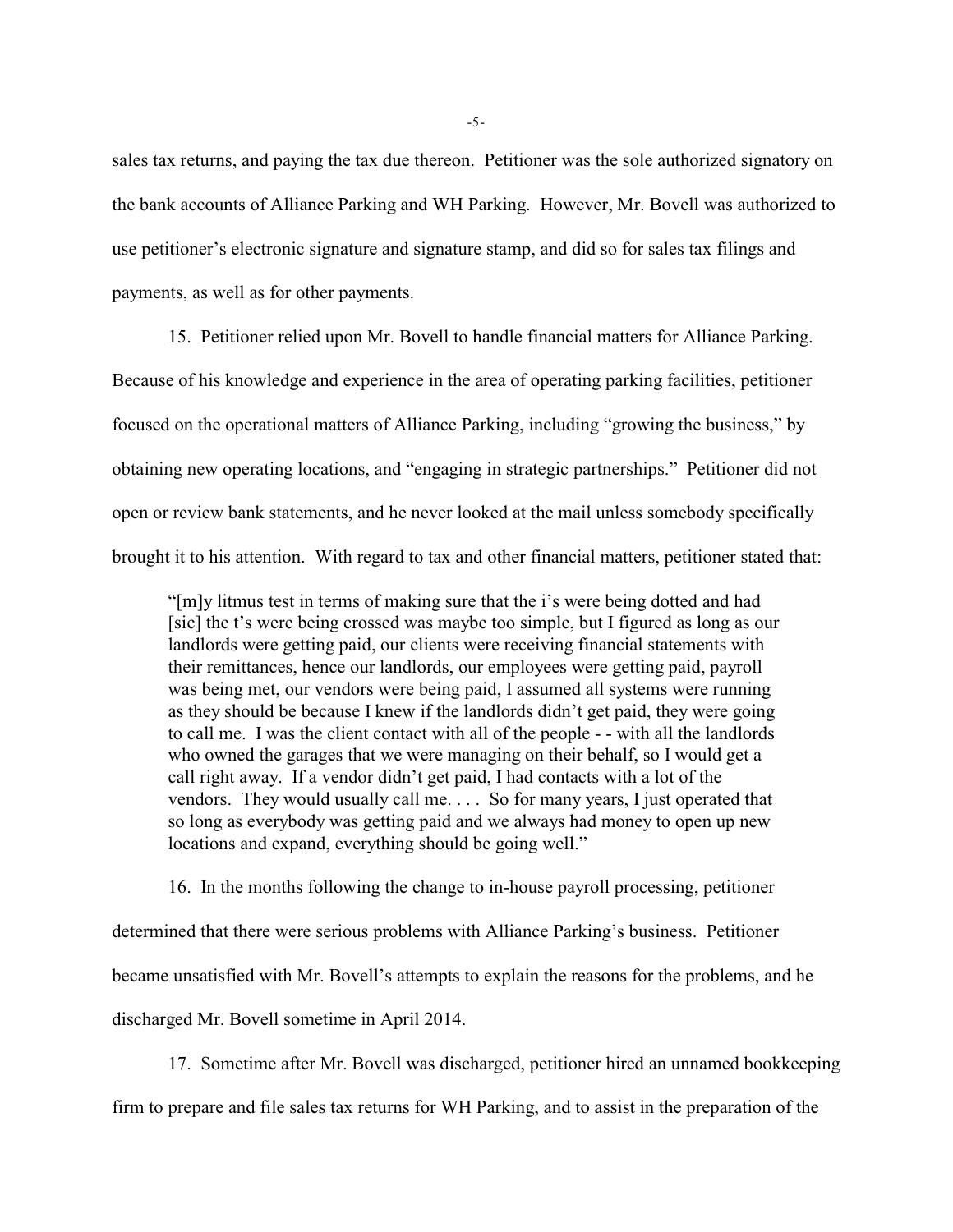sales tax returns, and paying the tax due thereon. Petitioner was the sole authorized signatory on the bank accounts of Alliance Parking and WH Parking. However, Mr. Bovell was authorized to use petitioner's electronic signature and signature stamp, and did so for sales tax filings and payments, as well as for other payments.

15. Petitioner relied upon Mr. Bovell to handle financial matters for Alliance Parking. Because of his knowledge and experience in the area of operating parking facilities, petitioner focused on the operational matters of Alliance Parking, including "growing the business," by obtaining new operating locations, and "engaging in strategic partnerships." Petitioner did not open or review bank statements, and he never looked at the mail unless somebody specifically brought it to his attention. With regard to tax and other financial matters, petitioner stated that:

> "[m]y litmus test in terms of making sure that the i's were being dotted and had [sic] the t's were being crossed was maybe too simple, but I figured as long as our landlords were getting paid, our clients were receiving financial statements with their remittances, hence our landlords, our employees were getting paid, payroll was being met, our vendors were being paid, I assumed all systems were running as they should be because I knew if the landlords didn't get paid, they were going to call me. I was the client contact with all of the people - - with all the landlords who owned the garages that we were managing on their behalf, so I would get a call right away. If a vendor didn't get paid, I had contacts with a lot of the vendors. They would usually call me. . . . So for many years, I just operated that so long as everybody was getting paid and we always had money to open up new locations and expand, everything should be going well."

16. In the months following the change to in-house payroll processing, petitioner determined that there were serious problems with Alliance Parking's business. Petitioner became unsatisfied with Mr. Bovell's attempts to explain the reasons for the problems, and he discharged Mr. Bovell sometime in April 2014.

17. Sometime after Mr. Bovell was discharged, petitioner hired an unnamed bookkeeping firm to prepare and file sales tax returns for WH Parking, and to assist in the preparation of the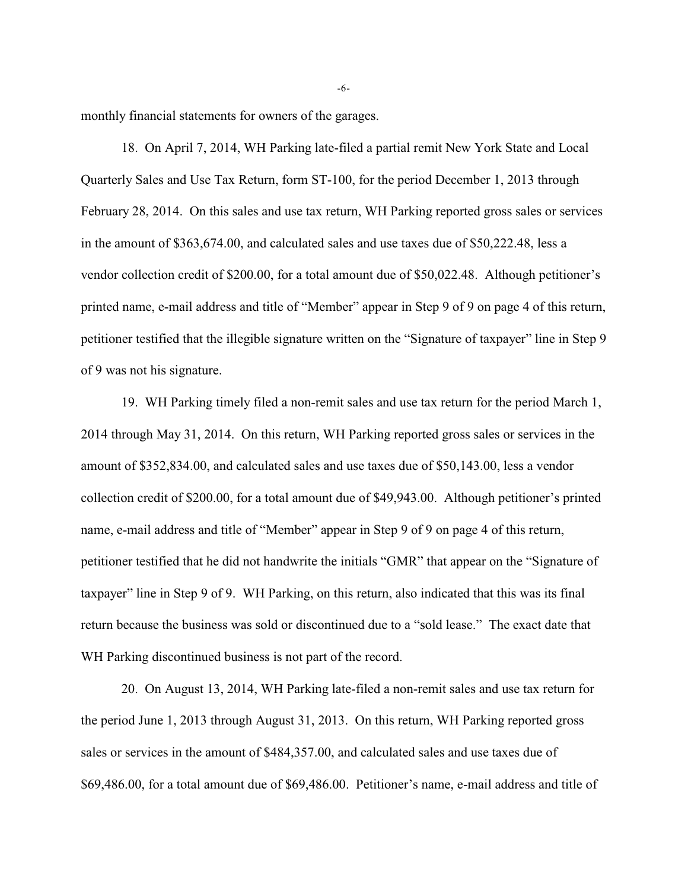monthly financial statements for owners of the garages.

18. On April 7, 2014, WH Parking late-filed a partial remit New York State and Local Quarterly Sales and Use Tax Return, form ST-100, for the period December 1, 2013 through February 28, 2014. On this sales and use tax return, WH Parking reported gross sales or services in the amount of $363,674.00, and calculated sales and use taxes due of $50,222.48, less a vendor collection credit of $200.00, for a total amount due of $50,022.48. Although petitioner's printed name, e-mail address and title of "Member" appear in Step 9 of 9 on page 4 of this return, petitioner testified that the illegible signature written on the "Signature of taxpayer" line in Step 9 of 9 was not his signature.

19. WH Parking timely filed a non-remit sales and use tax return for the period March 1, 2014 through May 31, 2014. On this return, WH Parking reported gross sales or services in the amount of $352,834.00, and calculated sales and use taxes due of $50,143.00, less a vendor collection credit of $200.00, for a total amount due of $49,943.00. Although petitioner's printed name, e-mail address and title of "Member" appear in Step 9 of 9 on page 4 of this return, petitioner testified that he did not handwrite the initials "GMR" that appear on the "Signature of taxpayer" line in Step 9 of 9. WH Parking, on this return, also indicated that this was its final return because the business was sold or discontinued due to a "sold lease." The exact date that WH Parking discontinued business is not part of the record.

20. On August 13, 2014, WH Parking late-filed a non-remit sales and use tax return for the period June 1, 2013 through August 31, 2013. On this return, WH Parking reported gross sales or services in the amount of $484,357.00, and calculated sales and use taxes due of $69,486.00, for a total amount due of $69,486.00. Petitioner's name, e-mail address and title of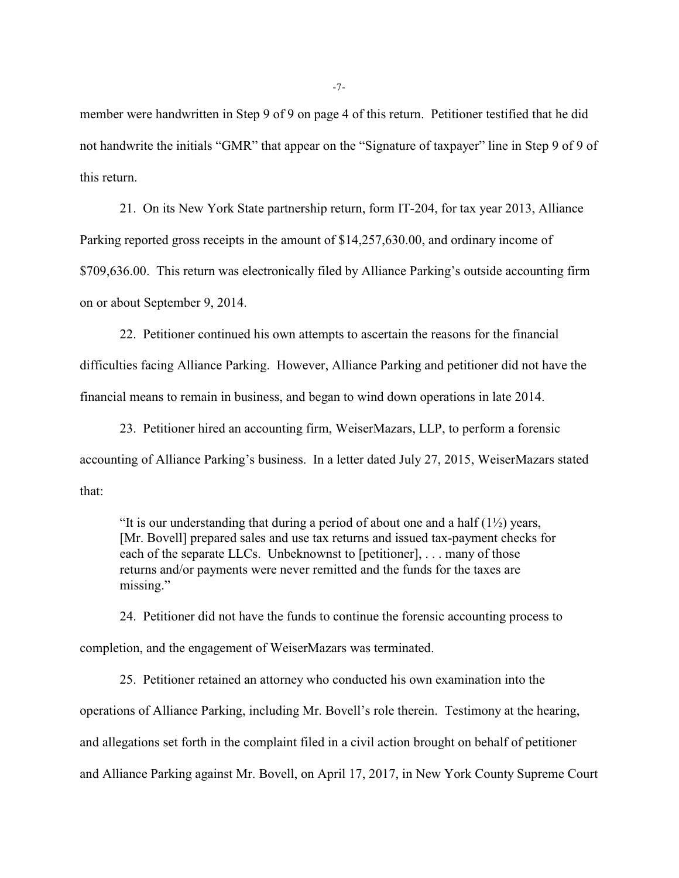member were handwritten in Step 9 of 9 on page 4 of this return. Petitioner testified that he did not handwrite the initials "GMR" that appear on the "Signature of taxpayer" line in Step 9 of 9 of this return.

21. On its New York State partnership return, form IT-204, for tax year 2013, Alliance Parking reported gross receipts in the amount of $14,257,630.00, and ordinary income of $709,636.00. This return was electronically filed by Alliance Parking's outside accounting firm on or about September 9, 2014.

22. Petitioner continued his own attempts to ascertain the reasons for the financial difficulties facing Alliance Parking. However, Alliance Parking and petitioner did not have the financial means to remain in business, and began to wind down operations in late 2014.

23. Petitioner hired an accounting firm, WeiserMazars, LLP, to perform a forensic accounting of Alliance Parking's business. In a letter dated July 27, 2015, WeiserMazars stated that:

> "It is our understanding that during a period of about one and a half (1½) years, [Mr. Bovell] prepared sales and use tax returns and issued tax-payment checks for each of the separate LLCs. Unbeknownst to [petitioner], . . . many of those returns and/or payments were never remitted and the funds for the taxes are missing."

24. Petitioner did not have the funds to continue the forensic accounting process to completion, and the engagement of WeiserMazars was terminated.

25. Petitioner retained an attorney who conducted his own examination into the operations of Alliance Parking, including Mr. Bovell's role therein. Testimony at the hearing, and allegations set forth in the complaint filed in a civil action brought on behalf of petitioner and Alliance Parking against Mr. Bovell, on April 17, 2017, in New York County Supreme Court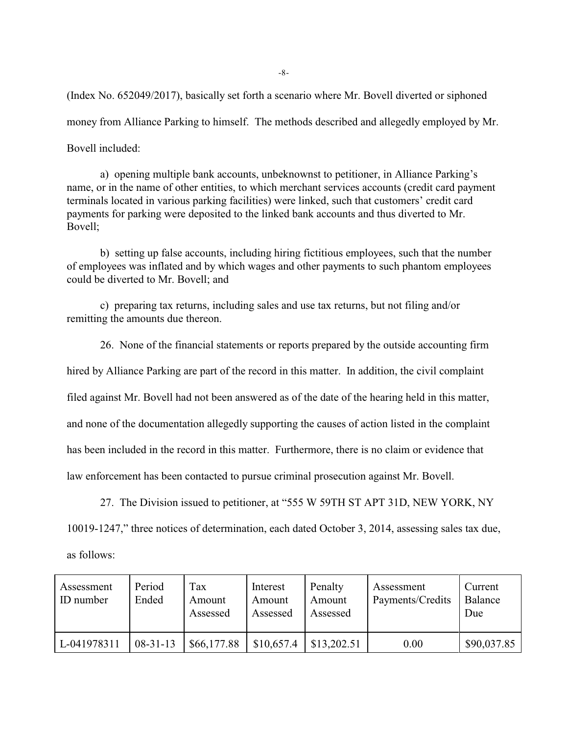(Index No. 652049/2017), basically set forth a scenario where Mr. Bovell diverted or siphoned money from Alliance Parking to himself. The methods described and allegedly employed by Mr. Bovell included:

a) opening multiple bank accounts, unbeknownst to petitioner, in Alliance Parking's name, or in the name of other entities, to which merchant services accounts (credit card payment terminals located in various parking facilities) were linked, such that customers' credit card payments for parking were deposited to the linked bank accounts and thus diverted to Mr. Bovell;

b) setting up false accounts, including hiring fictitious employees, such that the number of employees was inflated and by which wages and other payments to such phantom employees could be diverted to Mr. Bovell; and

c) preparing tax returns, including sales and use tax returns, but not filing and/or remitting the amounts due thereon.

26. None of the financial statements or reports prepared by the outside accounting firm hired by Alliance Parking are part of the record in this matter. In addition, the civil complaint filed against Mr. Bovell had not been answered as of the date of the hearing held in this matter, and none of the documentation allegedly supporting the causes of action listed in the complaint has been included in the record in this matter. Furthermore, there is no claim or evidence that law enforcement has been contacted to pursue criminal prosecution against Mr. Bovell.

27. The Division issued to petitioner, at "555 W 59TH ST APT 31D, NEW YORK, NY 10019-1247," three notices of determination, each dated October 3, 2014, assessing sales tax due, as follows:

| Assessment ID number | Period Ended | Tax Amount Assessed | Interest Amount Assessed | Penalty Amount Assessed | Assessment Payments/Credits | Current Balance Due |
|---|---|---|---|---|---|---|
| L-041978311 | 08-31-13 | $66,177.88 | $10,657.4 | $13,202.51 | 0.00 | $90,037.85 |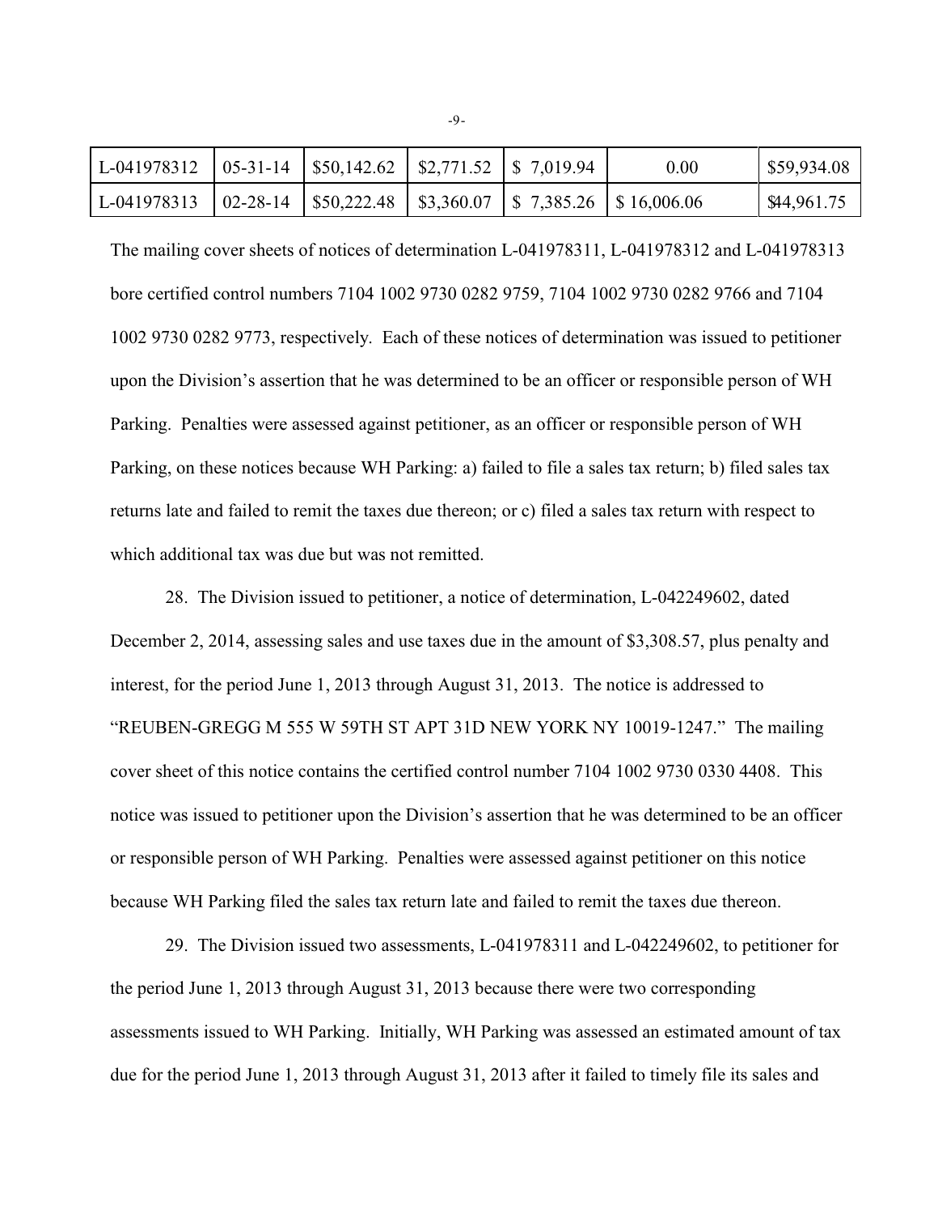| | | | | | | |
|---|---|---|---|---|---|---|
| L-041978312 | 05-31-14 | $50,142.62 | $2,771.52 | $ 7,019.94 | 0.00 | $59,934.08 |
| L-041978313 | 02-28-14 | $50,222.48 | $3,360.07 | $ 7,385.26 | $ 16,006.06 | $44,961.75 |

The mailing cover sheets of notices of determination L-041978311, L-041978312 and L-041978313 bore certified control numbers 7104 1002 9730 0282 9759, 7104 1002 9730 0282 9766 and 7104 1002 9730 0282 9773, respectively. Each of these notices of determination was issued to petitioner upon the Division's assertion that he was determined to be an officer or responsible person of WH Parking. Penalties were assessed against petitioner, as an officer or responsible person of WH Parking, on these notices because WH Parking: a) failed to file a sales tax return; b) filed sales tax returns late and failed to remit the taxes due thereon; or c) filed a sales tax return with respect to which additional tax was due but was not remitted.

28. The Division issued to petitioner, a notice of determination, L-042249602, dated December 2, 2014, assessing sales and use taxes due in the amount of $3,308.57, plus penalty and interest, for the period June 1, 2013 through August 31, 2013. The notice is addressed to "REUBEN-GREGG M 555 W 59TH ST APT 31D NEW YORK NY 10019-1247." The mailing cover sheet of this notice contains the certified control number 7104 1002 9730 0330 4408. This notice was issued to petitioner upon the Division's assertion that he was determined to be an officer or responsible person of WH Parking. Penalties were assessed against petitioner on this notice because WH Parking filed the sales tax return late and failed to remit the taxes due thereon.

29. The Division issued two assessments, L-041978311 and L-042249602, to petitioner for the period June 1, 2013 through August 31, 2013 because there were two corresponding assessments issued to WH Parking. Initially, WH Parking was assessed an estimated amount of tax due for the period June 1, 2013 through August 31, 2013 after it failed to timely file its sales and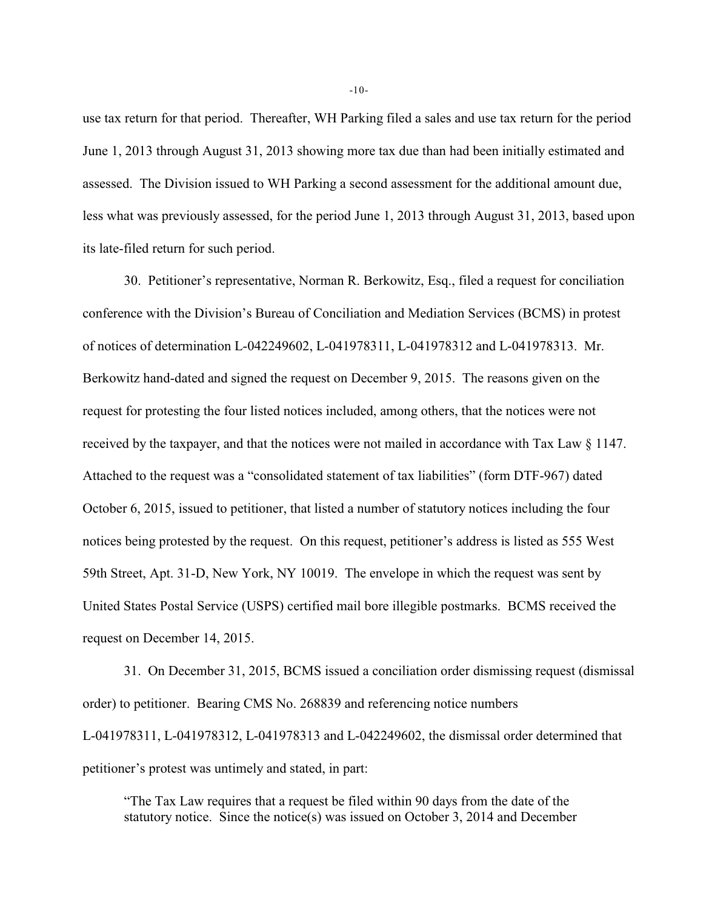use tax return for that period. Thereafter, WH Parking filed a sales and use tax return for the period June 1, 2013 through August 31, 2013 showing more tax due than had been initially estimated and assessed. The Division issued to WH Parking a second assessment for the additional amount due, less what was previously assessed, for the period June 1, 2013 through August 31, 2013, based upon its late-filed return for such period.

30. Petitioner's representative, Norman R. Berkowitz, Esq., filed a request for conciliation conference with the Division's Bureau of Conciliation and Mediation Services (BCMS) in protest of notices of determination L-042249602, L-041978311, L-041978312 and L-041978313. Mr. Berkowitz hand-dated and signed the request on December 9, 2015. The reasons given on the request for protesting the four listed notices included, among others, that the notices were not received by the taxpayer, and that the notices were not mailed in accordance with Tax Law § 1147. Attached to the request was a "consolidated statement of tax liabilities" (form DTF-967) dated October 6, 2015, issued to petitioner, that listed a number of statutory notices including the four notices being protested by the request. On this request, petitioner's address is listed as 555 West 59th Street, Apt. 31-D, New York, NY 10019. The envelope in which the request was sent by United States Postal Service (USPS) certified mail bore illegible postmarks. BCMS received the request on December 14, 2015.

31. On December 31, 2015, BCMS issued a conciliation order dismissing request (dismissal order) to petitioner. Bearing CMS No. 268839 and referencing notice numbers L-041978311, L-041978312, L-041978313 and L-042249602, the dismissal order determined that petitioner's protest was untimely and stated, in part:

> "The Tax Law requires that a request be filed within 90 days from the date of the statutory notice. Since the notice(s) was issued on October 3, 2014 and December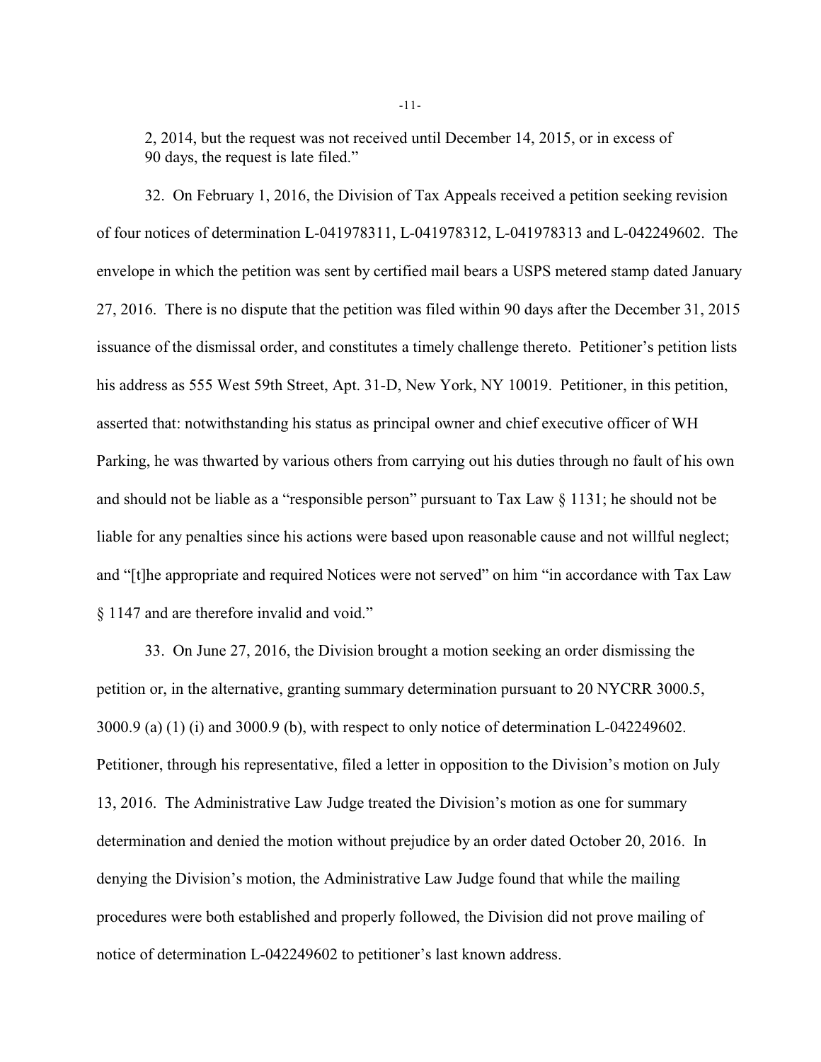2, 2014, but the request was not received until December 14, 2015, or in excess of 90 days, the request is late filed."

32. On February 1, 2016, the Division of Tax Appeals received a petition seeking revision of four notices of determination L-041978311, L-041978312, L-041978313 and L-042249602. The envelope in which the petition was sent by certified mail bears a USPS metered stamp dated January 27, 2016. There is no dispute that the petition was filed within 90 days after the December 31, 2015 issuance of the dismissal order, and constitutes a timely challenge thereto. Petitioner's petition lists his address as 555 West 59th Street, Apt. 31-D, New York, NY 10019. Petitioner, in this petition, asserted that: notwithstanding his status as principal owner and chief executive officer of WH Parking, he was thwarted by various others from carrying out his duties through no fault of his own and should not be liable as a "responsible person" pursuant to Tax Law § 1131; he should not be liable for any penalties since his actions were based upon reasonable cause and not willful neglect; and "[t]he appropriate and required Notices were not served" on him "in accordance with Tax Law § 1147 and are therefore invalid and void."

33. On June 27, 2016, the Division brought a motion seeking an order dismissing the petition or, in the alternative, granting summary determination pursuant to 20 NYCRR 3000.5, 3000.9 (a) (1) (i) and 3000.9 (b), with respect to only notice of determination L-042249602. Petitioner, through his representative, filed a letter in opposition to the Division's motion on July 13, 2016. The Administrative Law Judge treated the Division's motion as one for summary determination and denied the motion without prejudice by an order dated October 20, 2016. In denying the Division's motion, the Administrative Law Judge found that while the mailing procedures were both established and properly followed, the Division did not prove mailing of notice of determination L-042249602 to petitioner's last known address.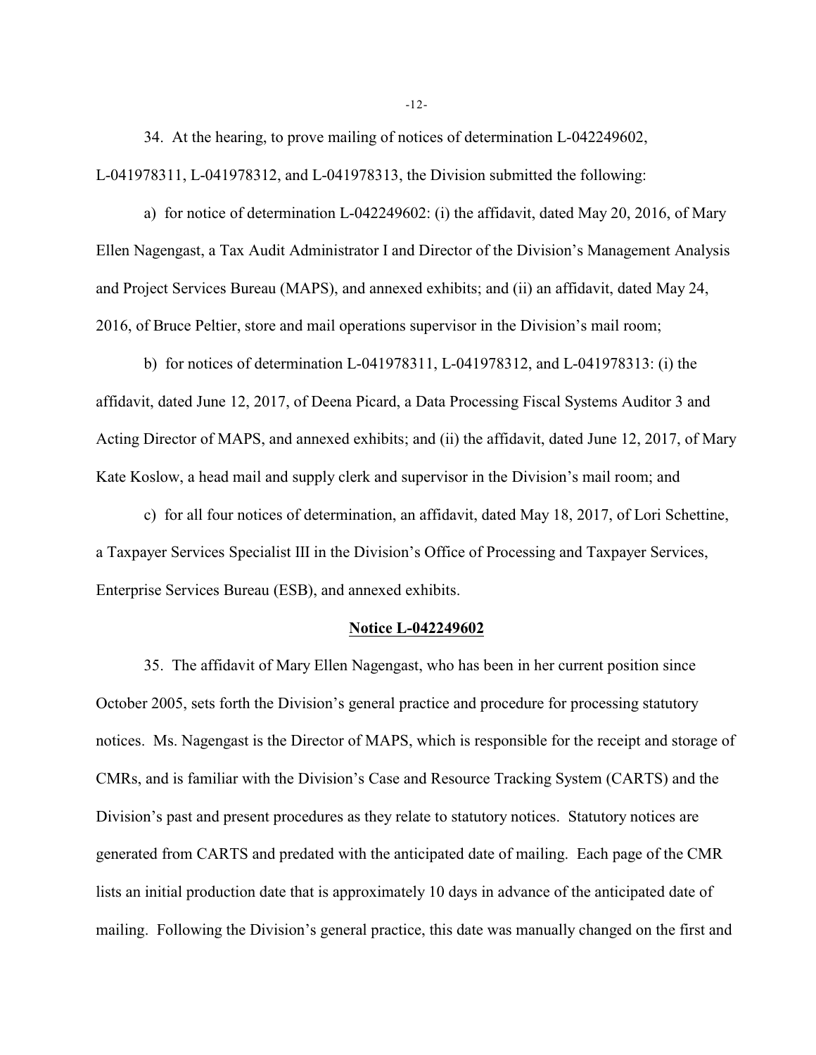34. At the hearing, to prove mailing of notices of determination L-042249602, L-041978311, L-041978312, and L-041978313, the Division submitted the following:

a) for notice of determination L-042249602: (i) the affidavit, dated May 20, 2016, of Mary Ellen Nagengast, a Tax Audit Administrator I and Director of the Division's Management Analysis and Project Services Bureau (MAPS), and annexed exhibits; and (ii) an affidavit, dated May 24, 2016, of Bruce Peltier, store and mail operations supervisor in the Division's mail room;

b) for notices of determination L-041978311, L-041978312, and L-041978313: (i) the affidavit, dated June 12, 2017, of Deena Picard, a Data Processing Fiscal Systems Auditor 3 and Acting Director of MAPS, and annexed exhibits; and (ii) the affidavit, dated June 12, 2017, of Mary Kate Koslow, a head mail and supply clerk and supervisor in the Division's mail room; and

c) for all four notices of determination, an affidavit, dated May 18, 2017, of Lori Schettine, a Taxpayer Services Specialist III in the Division's Office of Processing and Taxpayer Services, Enterprise Services Bureau (ESB), and annexed exhibits.

**Notice L-042249602**

35. The affidavit of Mary Ellen Nagengast, who has been in her current position since October 2005, sets forth the Division's general practice and procedure for processing statutory notices. Ms. Nagengast is the Director of MAPS, which is responsible for the receipt and storage of CMRs, and is familiar with the Division's Case and Resource Tracking System (CARTS) and the Division's past and present procedures as they relate to statutory notices. Statutory notices are generated from CARTS and predated with the anticipated date of mailing. Each page of the CMR lists an initial production date that is approximately 10 days in advance of the anticipated date of mailing. Following the Division's general practice, this date was manually changed on the first and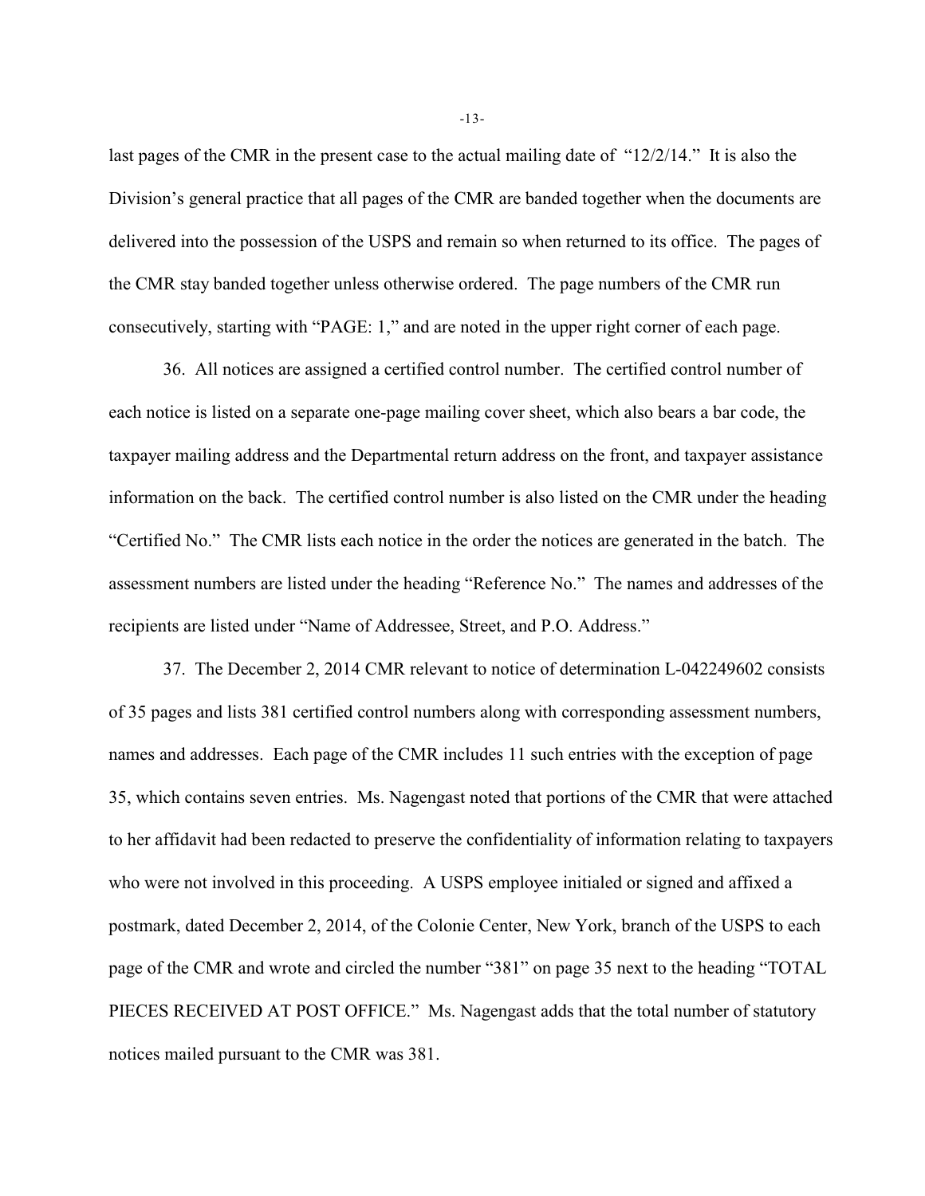last pages of the CMR in the present case to the actual mailing date of "12/2/14." It is also the Division's general practice that all pages of the CMR are banded together when the documents are delivered into the possession of the USPS and remain so when returned to its office. The pages of the CMR stay banded together unless otherwise ordered. The page numbers of the CMR run consecutively, starting with "PAGE: 1," and are noted in the upper right corner of each page.

36. All notices are assigned a certified control number. The certified control number of each notice is listed on a separate one-page mailing cover sheet, which also bears a bar code, the taxpayer mailing address and the Departmental return address on the front, and taxpayer assistance information on the back. The certified control number is also listed on the CMR under the heading "Certified No." The CMR lists each notice in the order the notices are generated in the batch. The assessment numbers are listed under the heading "Reference No." The names and addresses of the recipients are listed under "Name of Addressee, Street, and P.O. Address."

37. The December 2, 2014 CMR relevant to notice of determination L-042249602 consists of 35 pages and lists 381 certified control numbers along with corresponding assessment numbers, names and addresses. Each page of the CMR includes 11 such entries with the exception of page 35, which contains seven entries. Ms. Nagengast noted that portions of the CMR that were attached to her affidavit had been redacted to preserve the confidentiality of information relating to taxpayers who were not involved in this proceeding. A USPS employee initialed or signed and affixed a postmark, dated December 2, 2014, of the Colonie Center, New York, branch of the USPS to each page of the CMR and wrote and circled the number "381" on page 35 next to the heading "TOTAL PIECES RECEIVED AT POST OFFICE." Ms. Nagengast adds that the total number of statutory notices mailed pursuant to the CMR was 381.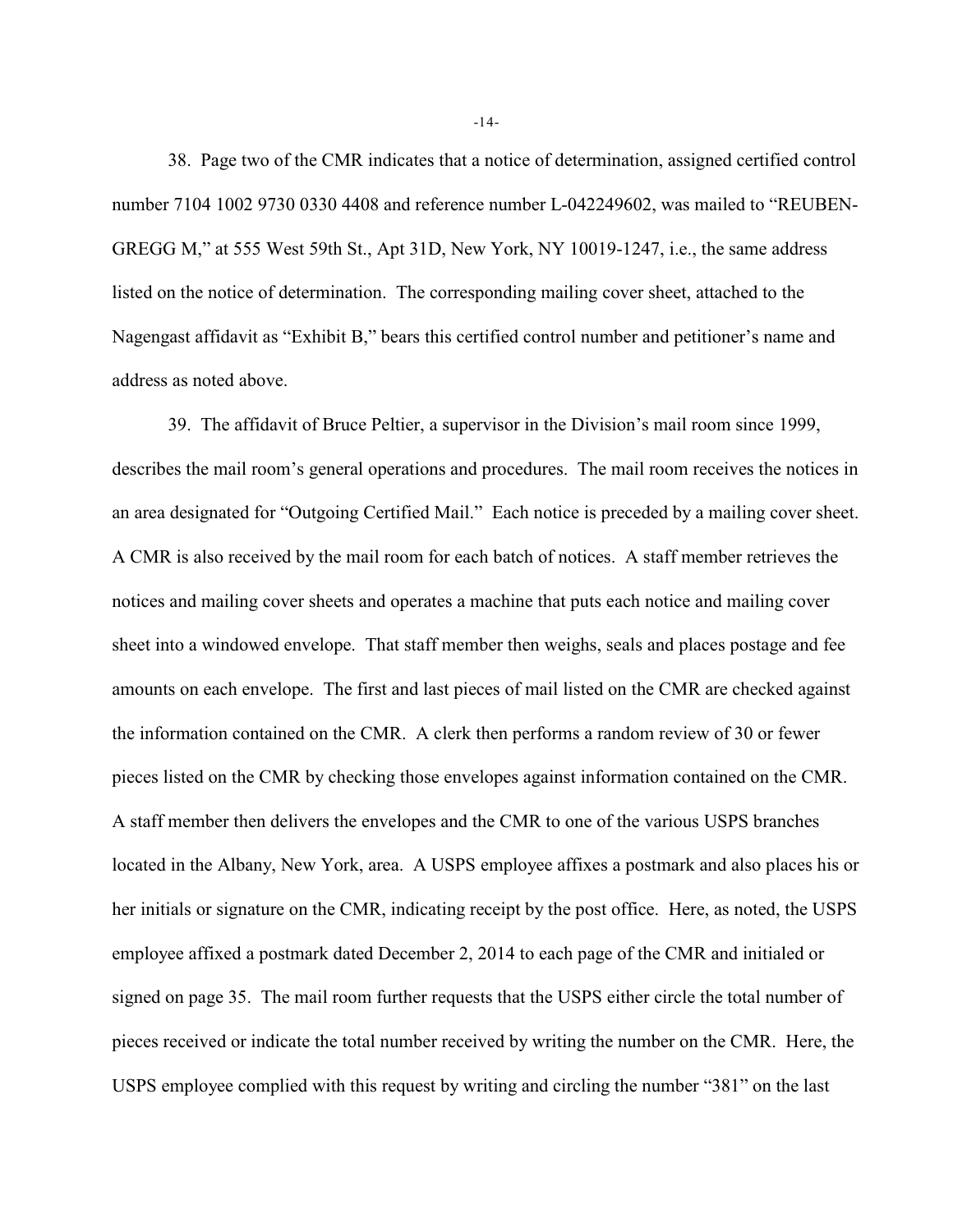38. Page two of the CMR indicates that a notice of determination, assigned certified control number 7104 1002 9730 0330 4408 and reference number L-042249602, was mailed to "REUBEN-GREGG M," at 555 West 59th St., Apt 31D, New York, NY 10019-1247, i.e., the same address listed on the notice of determination. The corresponding mailing cover sheet, attached to the Nagengast affidavit as "Exhibit B," bears this certified control number and petitioner's name and address as noted above.

39. The affidavit of Bruce Peltier, a supervisor in the Division's mail room since 1999, describes the mail room's general operations and procedures. The mail room receives the notices in an area designated for "Outgoing Certified Mail." Each notice is preceded by a mailing cover sheet. A CMR is also received by the mail room for each batch of notices. A staff member retrieves the notices and mailing cover sheets and operates a machine that puts each notice and mailing cover sheet into a windowed envelope. That staff member then weighs, seals and places postage and fee amounts on each envelope. The first and last pieces of mail listed on the CMR are checked against the information contained on the CMR. A clerk then performs a random review of 30 or fewer pieces listed on the CMR by checking those envelopes against information contained on the CMR. A staff member then delivers the envelopes and the CMR to one of the various USPS branches located in the Albany, New York, area. A USPS employee affixes a postmark and also places his or her initials or signature on the CMR, indicating receipt by the post office. Here, as noted, the USPS employee affixed a postmark dated December 2, 2014 to each page of the CMR and initialed or signed on page 35. The mail room further requests that the USPS either circle the total number of pieces received or indicate the total number received by writing the number on the CMR. Here, the USPS employee complied with this request by writing and circling the number "381" on the last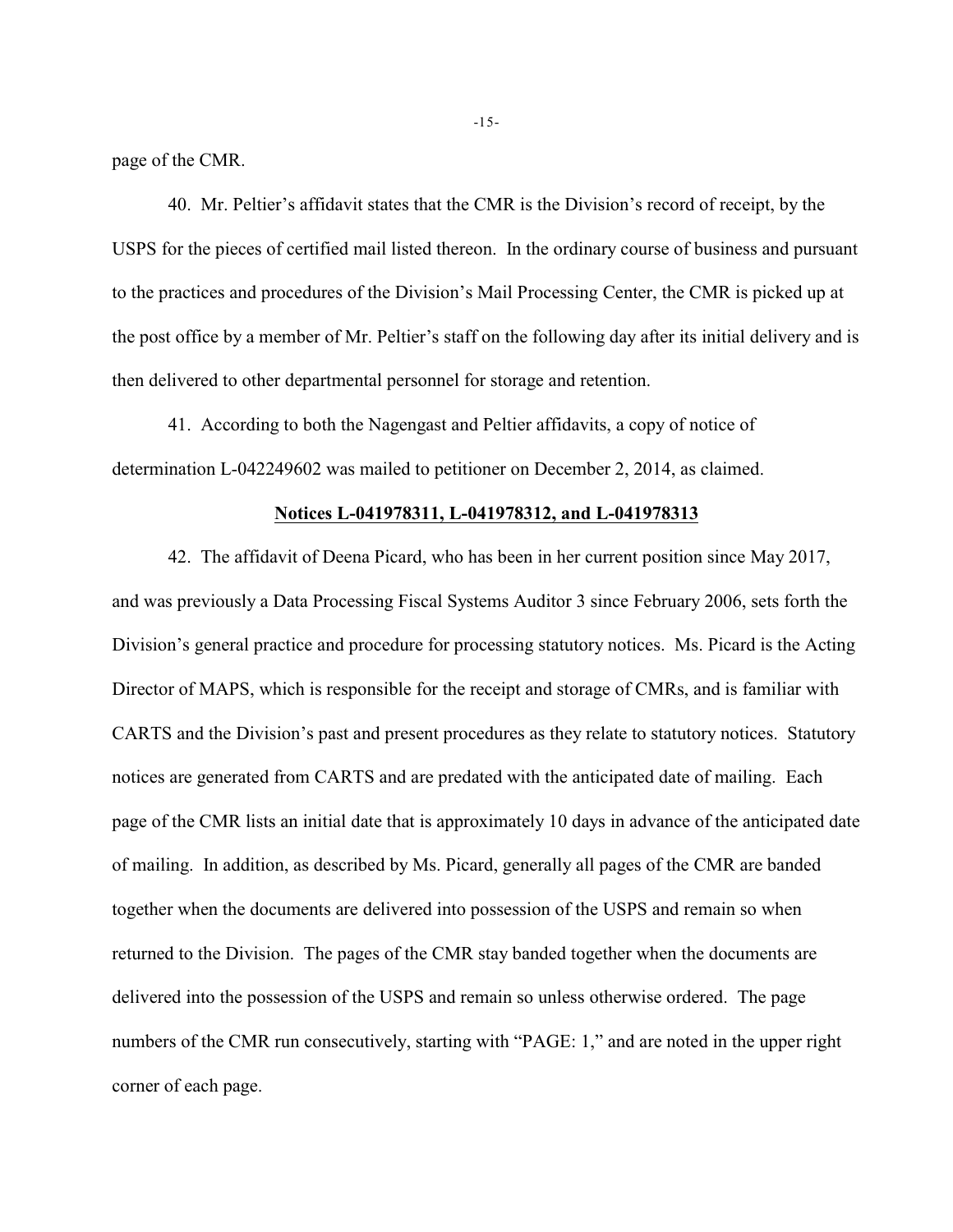page of the CMR.

40. Mr. Peltier's affidavit states that the CMR is the Division's record of receipt, by the USPS for the pieces of certified mail listed thereon. In the ordinary course of business and pursuant to the practices and procedures of the Division's Mail Processing Center, the CMR is picked up at the post office by a member of Mr. Peltier's staff on the following day after its initial delivery and is then delivered to other departmental personnel for storage and retention.

41. According to both the Nagengast and Peltier affidavits, a copy of notice of determination L-042249602 was mailed to petitioner on December 2, 2014, as claimed.

**Notices L-041978311, L-041978312, and L-041978313**

42. The affidavit of Deena Picard, who has been in her current position since May 2017, and was previously a Data Processing Fiscal Systems Auditor 3 since February 2006, sets forth the Division's general practice and procedure for processing statutory notices. Ms. Picard is the Acting Director of MAPS, which is responsible for the receipt and storage of CMRs, and is familiar with CARTS and the Division's past and present procedures as they relate to statutory notices. Statutory notices are generated from CARTS and are predated with the anticipated date of mailing. Each page of the CMR lists an initial date that is approximately 10 days in advance of the anticipated date of mailing. In addition, as described by Ms. Picard, generally all pages of the CMR are banded together when the documents are delivered into possession of the USPS and remain so when returned to the Division. The pages of the CMR stay banded together when the documents are delivered into the possession of the USPS and remain so unless otherwise ordered. The page numbers of the CMR run consecutively, starting with "PAGE: 1," and are noted in the upper right corner of each page.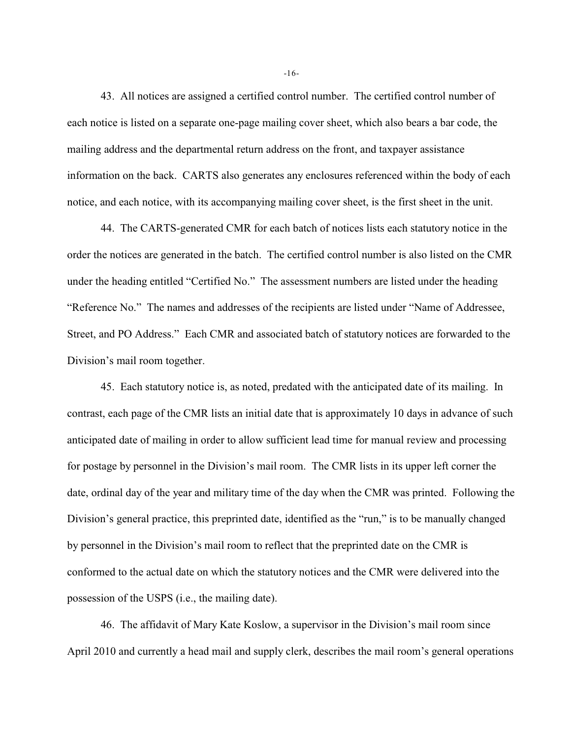43. All notices are assigned a certified control number. The certified control number of each notice is listed on a separate one-page mailing cover sheet, which also bears a bar code, the mailing address and the departmental return address on the front, and taxpayer assistance information on the back. CARTS also generates any enclosures referenced within the body of each notice, and each notice, with its accompanying mailing cover sheet, is the first sheet in the unit.

44. The CARTS-generated CMR for each batch of notices lists each statutory notice in the order the notices are generated in the batch. The certified control number is also listed on the CMR under the heading entitled "Certified No." The assessment numbers are listed under the heading "Reference No." The names and addresses of the recipients are listed under "Name of Addressee, Street, and PO Address." Each CMR and associated batch of statutory notices are forwarded to the Division's mail room together.

45. Each statutory notice is, as noted, predated with the anticipated date of its mailing. In contrast, each page of the CMR lists an initial date that is approximately 10 days in advance of such anticipated date of mailing in order to allow sufficient lead time for manual review and processing for postage by personnel in the Division's mail room. The CMR lists in its upper left corner the date, ordinal day of the year and military time of the day when the CMR was printed. Following the Division's general practice, this preprinted date, identified as the "run," is to be manually changed by personnel in the Division's mail room to reflect that the preprinted date on the CMR is conformed to the actual date on which the statutory notices and the CMR were delivered into the possession of the USPS (i.e., the mailing date).

46. The affidavit of Mary Kate Koslow, a supervisor in the Division's mail room since April 2010 and currently a head mail and supply clerk, describes the mail room's general operations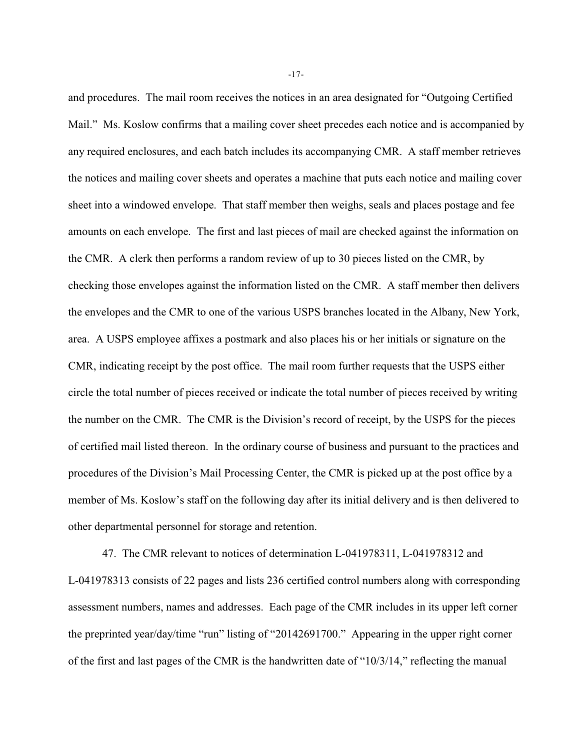and procedures. The mail room receives the notices in an area designated for "Outgoing Certified Mail." Ms. Koslow confirms that a mailing cover sheet precedes each notice and is accompanied by any required enclosures, and each batch includes its accompanying CMR. A staff member retrieves the notices and mailing cover sheets and operates a machine that puts each notice and mailing cover sheet into a windowed envelope. That staff member then weighs, seals and places postage and fee amounts on each envelope. The first and last pieces of mail are checked against the information on the CMR. A clerk then performs a random review of up to 30 pieces listed on the CMR, by checking those envelopes against the information listed on the CMR. A staff member then delivers the envelopes and the CMR to one of the various USPS branches located in the Albany, New York, area. A USPS employee affixes a postmark and also places his or her initials or signature on the CMR, indicating receipt by the post office. The mail room further requests that the USPS either circle the total number of pieces received or indicate the total number of pieces received by writing the number on the CMR. The CMR is the Division's record of receipt, by the USPS for the pieces of certified mail listed thereon. In the ordinary course of business and pursuant to the practices and procedures of the Division's Mail Processing Center, the CMR is picked up at the post office by a member of Ms. Koslow's staff on the following day after its initial delivery and is then delivered to other departmental personnel for storage and retention.

47. The CMR relevant to notices of determination L-041978311, L-041978312 and L-041978313 consists of 22 pages and lists 236 certified control numbers along with corresponding assessment numbers, names and addresses. Each page of the CMR includes in its upper left corner the preprinted year/day/time "run" listing of "20142691700." Appearing in the upper right corner of the first and last pages of the CMR is the handwritten date of "10/3/14," reflecting the manual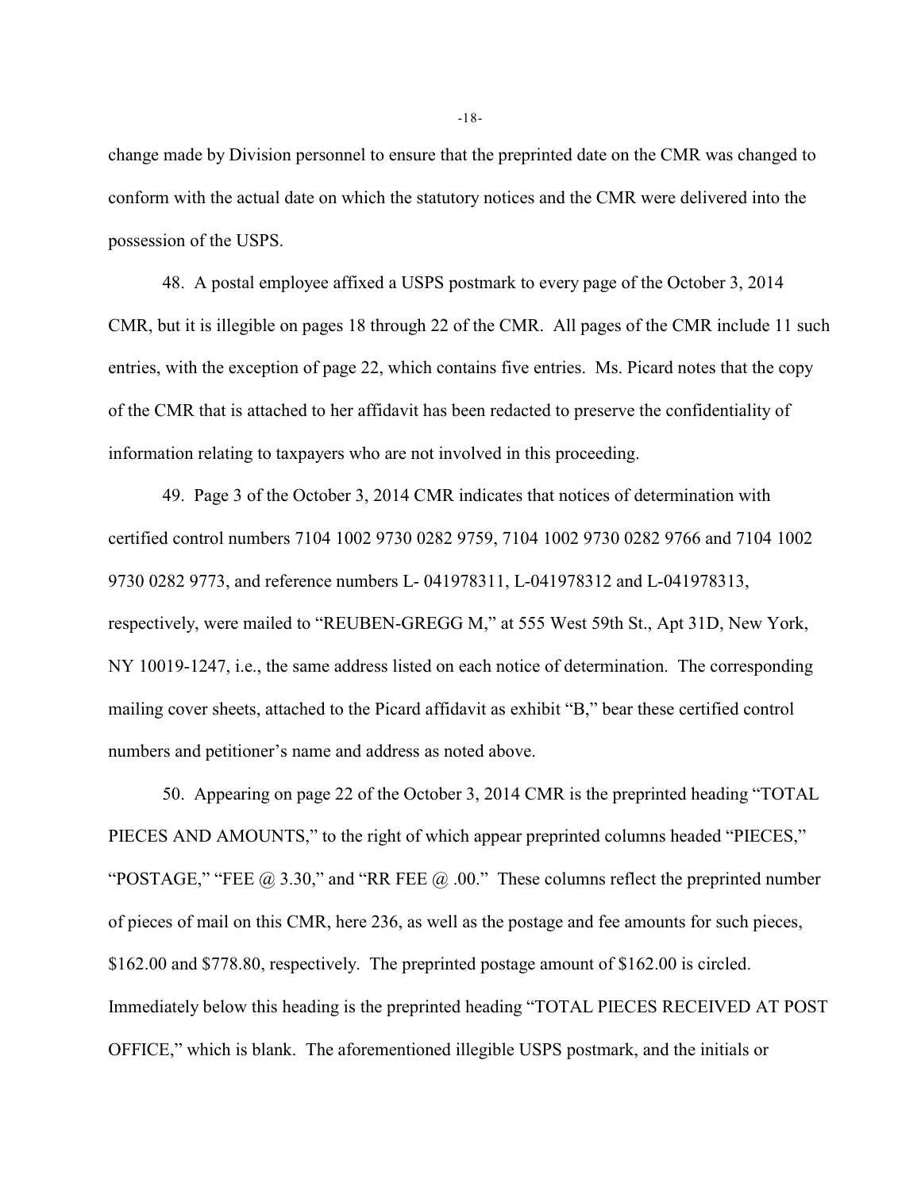change made by Division personnel to ensure that the preprinted date on the CMR was changed to conform with the actual date on which the statutory notices and the CMR were delivered into the possession of the USPS.

48. A postal employee affixed a USPS postmark to every page of the October 3, 2014 CMR, but it is illegible on pages 18 through 22 of the CMR. All pages of the CMR include 11 such entries, with the exception of page 22, which contains five entries. Ms. Picard notes that the copy of the CMR that is attached to her affidavit has been redacted to preserve the confidentiality of information relating to taxpayers who are not involved in this proceeding.

49. Page 3 of the October 3, 2014 CMR indicates that notices of determination with certified control numbers 7104 1002 9730 0282 9759, 7104 1002 9730 0282 9766 and 7104 1002 9730 0282 9773, and reference numbers L- 041978311, L-041978312 and L-041978313, respectively, were mailed to "REUBEN-GREGG M," at 555 West 59th St., Apt 31D, New York, NY 10019-1247, i.e., the same address listed on each notice of determination. The corresponding mailing cover sheets, attached to the Picard affidavit as exhibit "B," bear these certified control numbers and petitioner's name and address as noted above.

50. Appearing on page 22 of the October 3, 2014 CMR is the preprinted heading "TOTAL PIECES AND AMOUNTS," to the right of which appear preprinted columns headed "PIECES," "POSTAGE," "FEE @ 3.30," and "RR FEE @ .00." These columns reflect the preprinted number of pieces of mail on this CMR, here 236, as well as the postage and fee amounts for such pieces, $162.00 and $778.80, respectively. The preprinted postage amount of $162.00 is circled. Immediately below this heading is the preprinted heading "TOTAL PIECES RECEIVED AT POST OFFICE," which is blank. The aforementioned illegible USPS postmark, and the initials or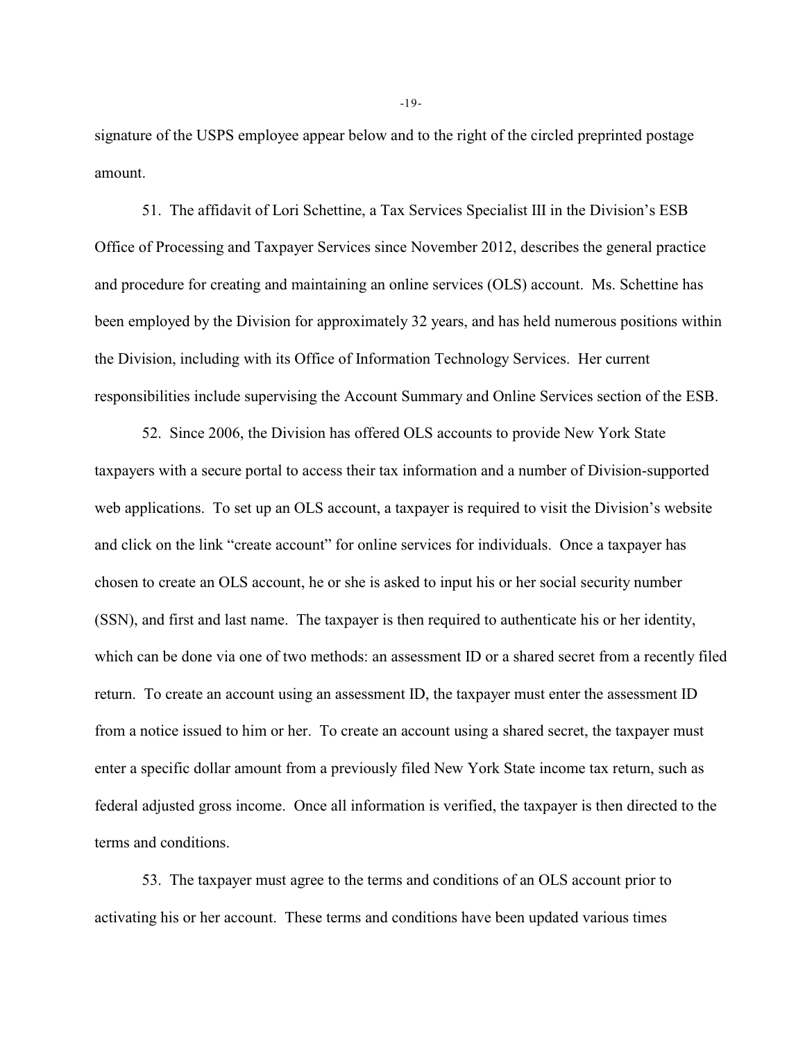signature of the USPS employee appear below and to the right of the circled preprinted postage amount.

51. The affidavit of Lori Schettine, a Tax Services Specialist III in the Division's ESB Office of Processing and Taxpayer Services since November 2012, describes the general practice and procedure for creating and maintaining an online services (OLS) account. Ms. Schettine has been employed by the Division for approximately 32 years, and has held numerous positions within the Division, including with its Office of Information Technology Services. Her current responsibilities include supervising the Account Summary and Online Services section of the ESB.

52. Since 2006, the Division has offered OLS accounts to provide New York State taxpayers with a secure portal to access their tax information and a number of Division-supported web applications. To set up an OLS account, a taxpayer is required to visit the Division's website and click on the link "create account" for online services for individuals. Once a taxpayer has chosen to create an OLS account, he or she is asked to input his or her social security number (SSN), and first and last name. The taxpayer is then required to authenticate his or her identity, which can be done via one of two methods: an assessment ID or a shared secret from a recently filed return. To create an account using an assessment ID, the taxpayer must enter the assessment ID from a notice issued to him or her. To create an account using a shared secret, the taxpayer must enter a specific dollar amount from a previously filed New York State income tax return, such as federal adjusted gross income. Once all information is verified, the taxpayer is then directed to the terms and conditions.

53. The taxpayer must agree to the terms and conditions of an OLS account prior to activating his or her account. These terms and conditions have been updated various times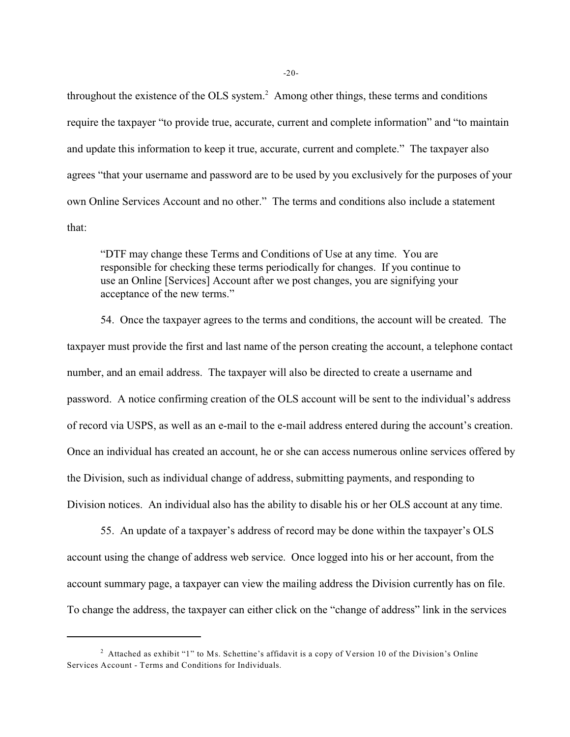throughout the existence of the OLS system.[2] Among other things, these terms and conditions require the taxpayer "to provide true, accurate, current and complete information" and "to maintain and update this information to keep it true, accurate, current and complete." The taxpayer also agrees "that your username and password are to be used by you exclusively for the purposes of your own Online Services Account and no other." The terms and conditions also include a statement that:

> "DTF may change these Terms and Conditions of Use at any time. You are responsible for checking these terms periodically for changes. If you continue to use an Online [Services] Account after we post changes, you are signifying your acceptance of the new terms."

54. Once the taxpayer agrees to the terms and conditions, the account will be created. The taxpayer must provide the first and last name of the person creating the account, a telephone contact number, and an email address. The taxpayer will also be directed to create a username and password. A notice confirming creation of the OLS account will be sent to the individual's address of record via USPS, as well as an e-mail to the e-mail address entered during the account's creation. Once an individual has created an account, he or she can access numerous online services offered by the Division, such as individual change of address, submitting payments, and responding to Division notices. An individual also has the ability to disable his or her OLS account at any time.

55. An update of a taxpayer's address of record may be done within the taxpayer's OLS account using the change of address web service. Once logged into his or her account, from the account summary page, a taxpayer can view the mailing address the Division currently has on file. To change the address, the taxpayer can either click on the "change of address" link in the services

---

[2] Attached as exhibit "1" to Ms. Schettine's affidavit is a copy of Version 10 of the Division's Online Services Account - Terms and Conditions for Individuals.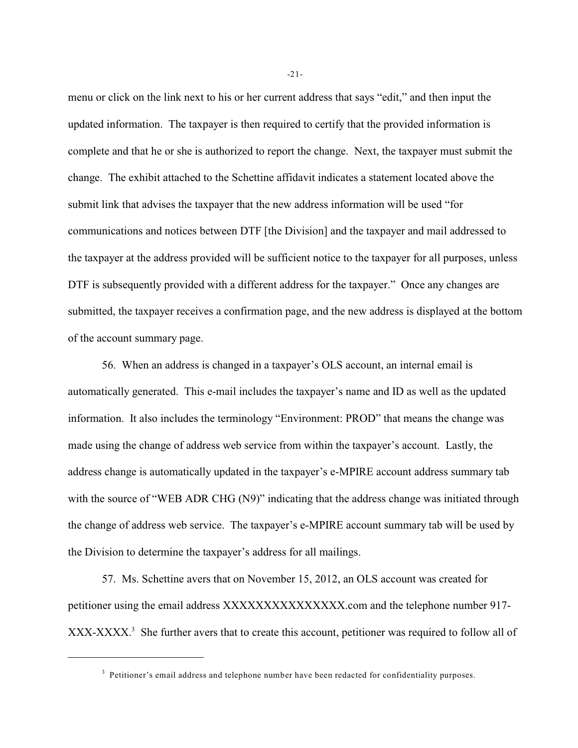menu or click on the link next to his or her current address that says "edit," and then input the updated information. The taxpayer is then required to certify that the provided information is complete and that he or she is authorized to report the change. Next, the taxpayer must submit the change. The exhibit attached to the Schettine affidavit indicates a statement located above the submit link that advises the taxpayer that the new address information will be used "for communications and notices between DTF [the Division] and the taxpayer and mail addressed to the taxpayer at the address provided will be sufficient notice to the taxpayer for all purposes, unless DTF is subsequently provided with a different address for the taxpayer." Once any changes are submitted, the taxpayer receives a confirmation page, and the new address is displayed at the bottom of the account summary page.

56. When an address is changed in a taxpayer's OLS account, an internal email is automatically generated. This e-mail includes the taxpayer's name and ID as well as the updated information. It also includes the terminology "Environment: PROD" that means the change was made using the change of address web service from within the taxpayer's account. Lastly, the address change is automatically updated in the taxpayer's e-MPIRE account address summary tab with the source of "WEB ADR CHG (N9)" indicating that the address change was initiated through the change of address web service. The taxpayer's e-MPIRE account summary tab will be used by the Division to determine the taxpayer's address for all mailings.

57. Ms. Schettine avers that on November 15, 2012, an OLS account was created for petitioner using the email address XXXXXXXXXXXXXXX.com and the telephone number 917-XXX-XXXX.[3] She further avers that to create this account, petitioner was required to follow all of

[3] Petitioner's email address and telephone number have been redacted for confidentiality purposes.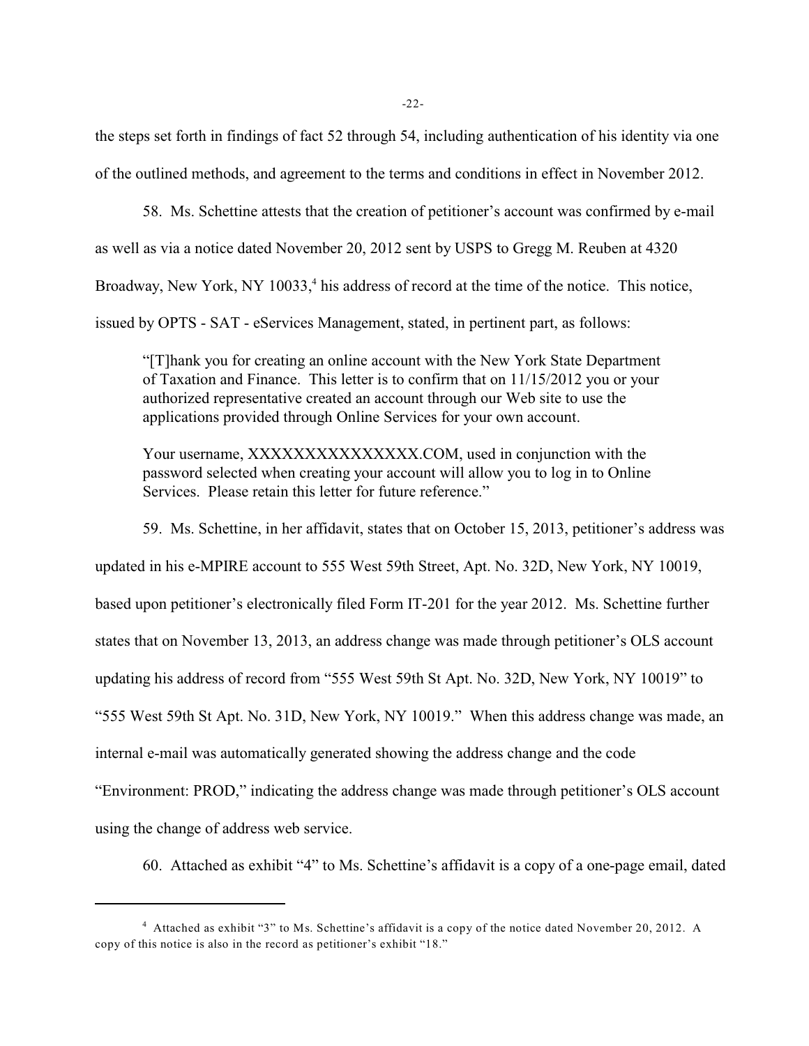the steps set forth in findings of fact 52 through 54, including authentication of his identity via one of the outlined methods, and agreement to the terms and conditions in effect in November 2012.

58. Ms. Schettine attests that the creation of petitioner's account was confirmed by e-mail as well as via a notice dated November 20, 2012 sent by USPS to Gregg M. Reuben at 4320 Broadway, New York, NY 10033,[4] his address of record at the time of the notice. This notice, issued by OPTS - SAT - eServices Management, stated, in pertinent part, as follows:

> "[T]hank you for creating an online account with the New York State Department of Taxation and Finance. This letter is to confirm that on 11/15/2012 you or your authorized representative created an account through our Web site to use the applications provided through Online Services for your own account.
>
> Your username, XXXXXXXXXXXXXXX.COM, used in conjunction with the password selected when creating your account will allow you to log in to Online Services. Please retain this letter for future reference."

59. Ms. Schettine, in her affidavit, states that on October 15, 2013, petitioner's address was updated in his e-MPIRE account to 555 West 59th Street, Apt. No. 32D, New York, NY 10019, based upon petitioner's electronically filed Form IT-201 for the year 2012. Ms. Schettine further states that on November 13, 2013, an address change was made through petitioner's OLS account updating his address of record from "555 West 59th St Apt. No. 32D, New York, NY 10019" to "555 West 59th St Apt. No. 31D, New York, NY 10019." When this address change was made, an internal e-mail was automatically generated showing the address change and the code "Environment: PROD," indicating the address change was made through petitioner's OLS account using the change of address web service.

60. Attached as exhibit "4" to Ms. Schettine's affidavit is a copy of a one-page email, dated

---

[4] Attached as exhibit "3" to Ms. Schettine's affidavit is a copy of the notice dated November 20, 2012. A copy of this notice is also in the record as petitioner's exhibit "18."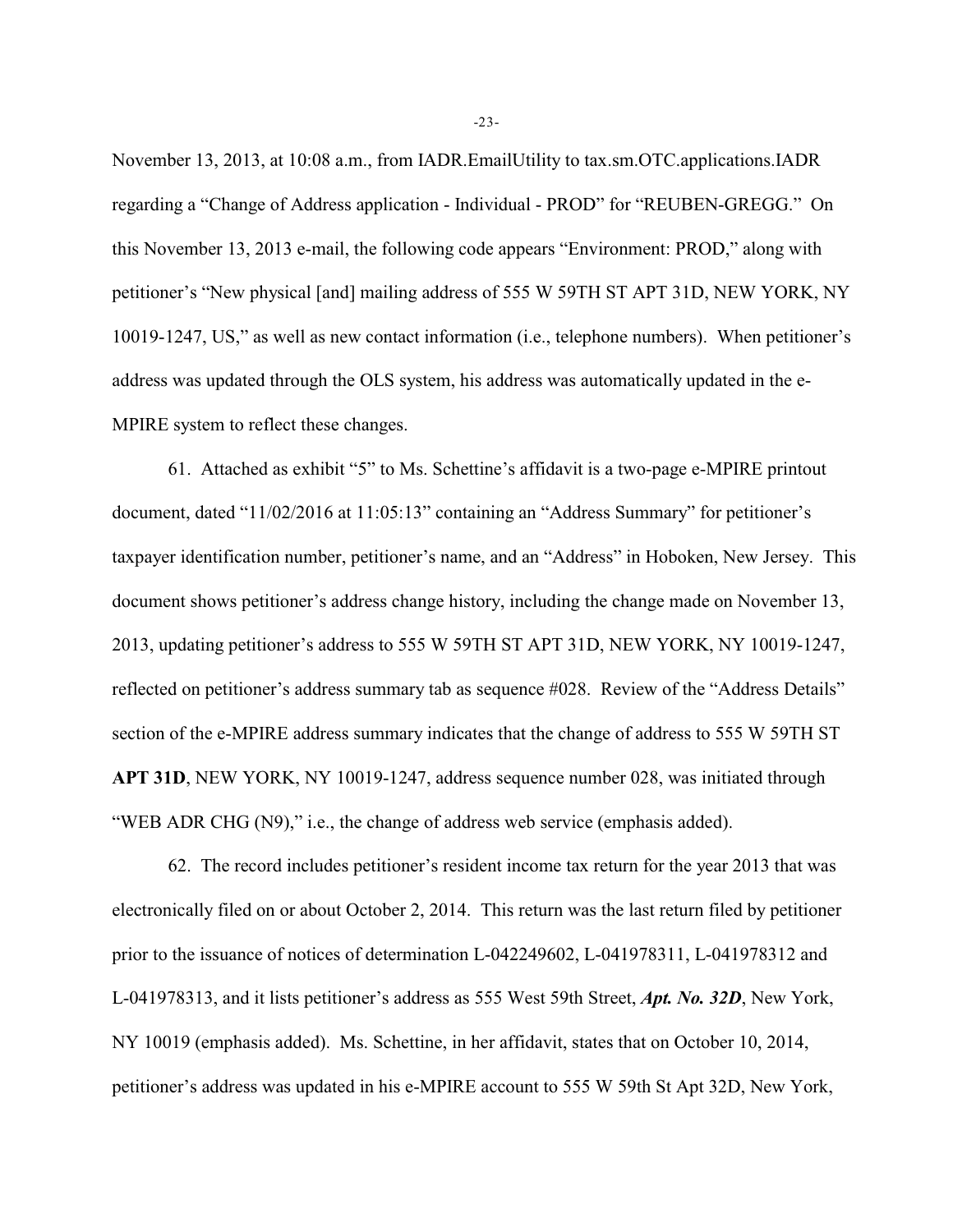November 13, 2013, at 10:08 a.m., from IADR.EmailUtility to tax.sm.OTC.applications.IADR regarding a "Change of Address application - Individual - PROD" for "REUBEN-GREGG." On this November 13, 2013 e-mail, the following code appears "Environment: PROD," along with petitioner's "New physical [and] mailing address of 555 W 59TH ST APT 31D, NEW YORK, NY 10019-1247, US," as well as new contact information (i.e., telephone numbers). When petitioner's address was updated through the OLS system, his address was automatically updated in the e-MPIRE system to reflect these changes.

61. Attached as exhibit "5" to Ms. Schettine's affidavit is a two-page e-MPIRE printout document, dated "11/02/2016 at 11:05:13" containing an "Address Summary" for petitioner's taxpayer identification number, petitioner's name, and an "Address" in Hoboken, New Jersey. This document shows petitioner's address change history, including the change made on November 13, 2013, updating petitioner's address to 555 W 59TH ST APT 31D, NEW YORK, NY 10019-1247, reflected on petitioner's address summary tab as sequence #028. Review of the "Address Details" section of the e-MPIRE address summary indicates that the change of address to 555 W 59TH ST **APT 31D**, NEW YORK, NY 10019-1247, address sequence number 028, was initiated through "WEB ADR CHG (N9)," i.e., the change of address web service (emphasis added).

62. The record includes petitioner's resident income tax return for the year 2013 that was electronically filed on or about October 2, 2014. This return was the last return filed by petitioner prior to the issuance of notices of determination L-042249602, L-041978311, L-041978312 and L-041978313, and it lists petitioner's address as 555 West 59th Street, ***Apt. No. 32D***, New York, NY 10019 (emphasis added). Ms. Schettine, in her affidavit, states that on October 10, 2014, petitioner's address was updated in his e-MPIRE account to 555 W 59th St Apt 32D, New York,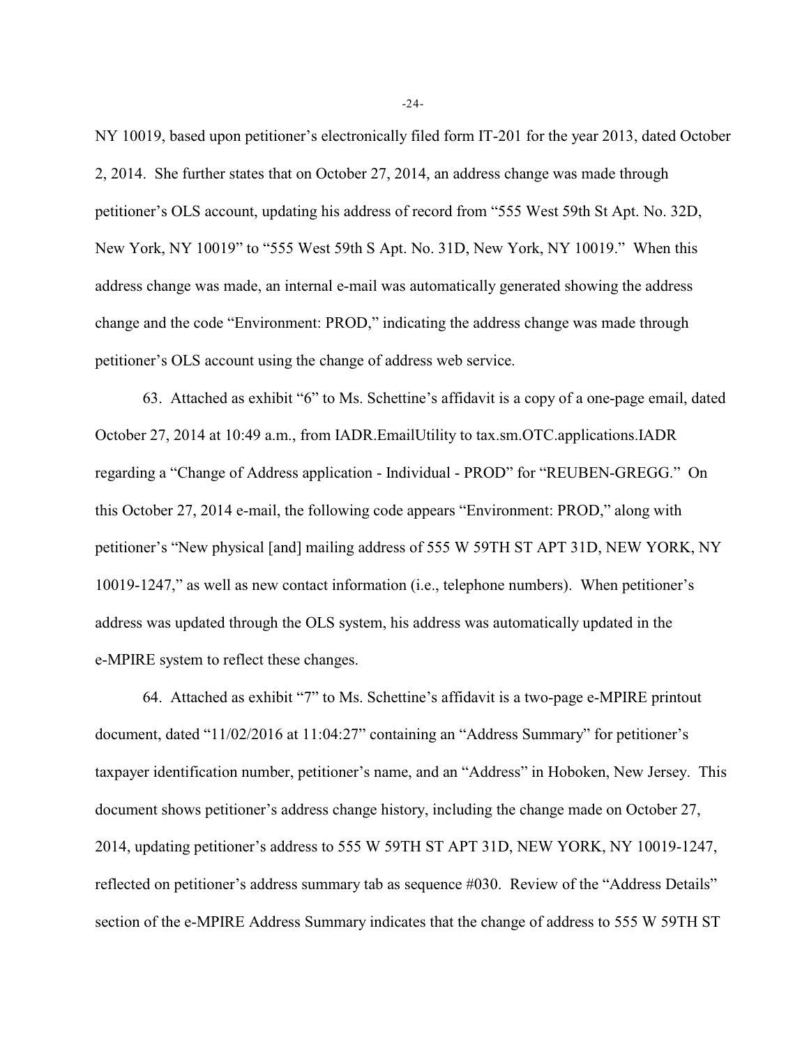NY 10019, based upon petitioner's electronically filed form IT-201 for the year 2013, dated October 2, 2014. She further states that on October 27, 2014, an address change was made through petitioner's OLS account, updating his address of record from "555 West 59th St Apt. No. 32D, New York, NY 10019" to "555 West 59th S Apt. No. 31D, New York, NY 10019." When this address change was made, an internal e-mail was automatically generated showing the address change and the code "Environment: PROD," indicating the address change was made through petitioner's OLS account using the change of address web service.

63. Attached as exhibit "6" to Ms. Schettine's affidavit is a copy of a one-page email, dated October 27, 2014 at 10:49 a.m., from IADR.EmailUtility to tax.sm.OTC.applications.IADR regarding a "Change of Address application - Individual - PROD" for "REUBEN-GREGG." On this October 27, 2014 e-mail, the following code appears "Environment: PROD," along with petitioner's "New physical [and] mailing address of 555 W 59TH ST APT 31D, NEW YORK, NY 10019-1247," as well as new contact information (i.e., telephone numbers). When petitioner's address was updated through the OLS system, his address was automatically updated in the e-MPIRE system to reflect these changes.

64. Attached as exhibit "7" to Ms. Schettine's affidavit is a two-page e-MPIRE printout document, dated "11/02/2016 at 11:04:27" containing an "Address Summary" for petitioner's taxpayer identification number, petitioner's name, and an "Address" in Hoboken, New Jersey. This document shows petitioner's address change history, including the change made on October 27, 2014, updating petitioner's address to 555 W 59TH ST APT 31D, NEW YORK, NY 10019-1247, reflected on petitioner's address summary tab as sequence #030. Review of the "Address Details" section of the e-MPIRE Address Summary indicates that the change of address to 555 W 59TH ST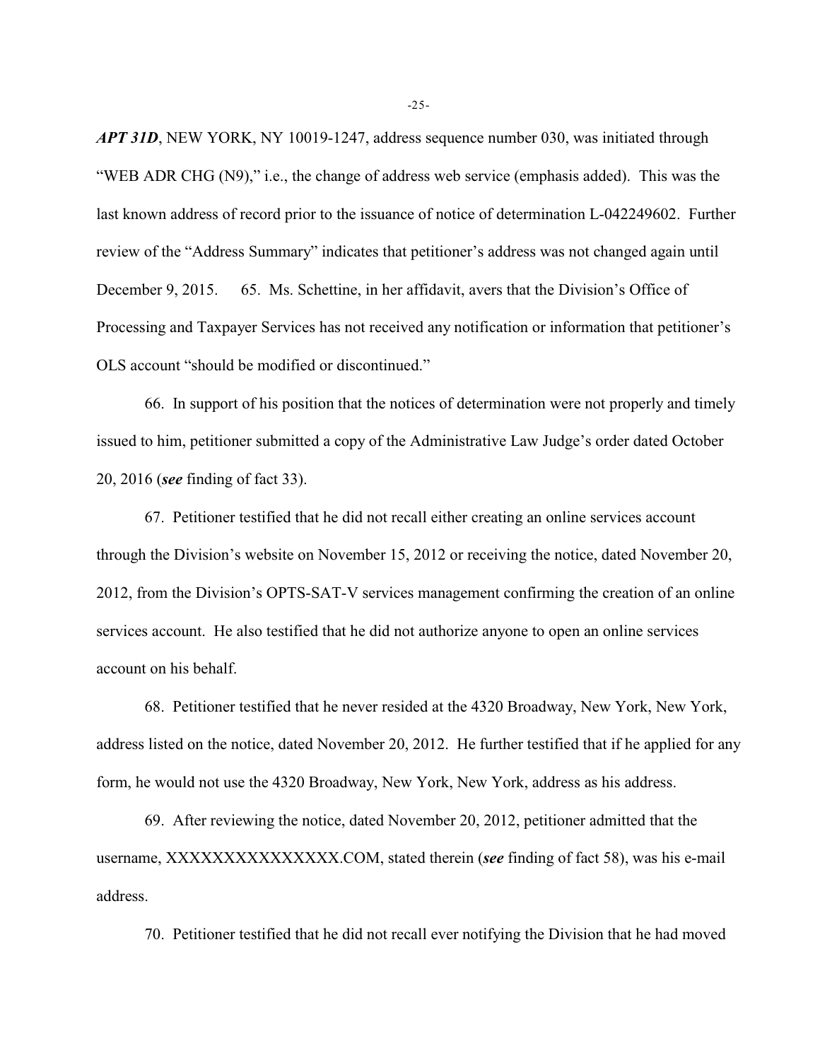***APT 31D***, NEW YORK, NY 10019-1247, address sequence number 030, was initiated through "WEB ADR CHG (N9)," i.e., the change of address web service (emphasis added). This was the last known address of record prior to the issuance of notice of determination L-042249602. Further review of the "Address Summary" indicates that petitioner's address was not changed again until December 9, 2015.

65. Ms. Schettine, in her affidavit, avers that the Division's Office of Processing and Taxpayer Services has not received any notification or information that petitioner's OLS account "should be modified or discontinued."

66. In support of his position that the notices of determination were not properly and timely issued to him, petitioner submitted a copy of the Administrative Law Judge's order dated October 20, 2016 (***see*** finding of fact 33).

67. Petitioner testified that he did not recall either creating an online services account through the Division's website on November 15, 2012 or receiving the notice, dated November 20, 2012, from the Division's OPTS-SAT-V services management confirming the creation of an online services account. He also testified that he did not authorize anyone to open an online services account on his behalf.

68. Petitioner testified that he never resided at the 4320 Broadway, New York, New York, address listed on the notice, dated November 20, 2012. He further testified that if he applied for any form, he would not use the 4320 Broadway, New York, New York, address as his address.

69. After reviewing the notice, dated November 20, 2012, petitioner admitted that the username, XXXXXXXXXXXXXXX.COM, stated therein (***see*** finding of fact 58), was his e-mail address.

70. Petitioner testified that he did not recall ever notifying the Division that he had moved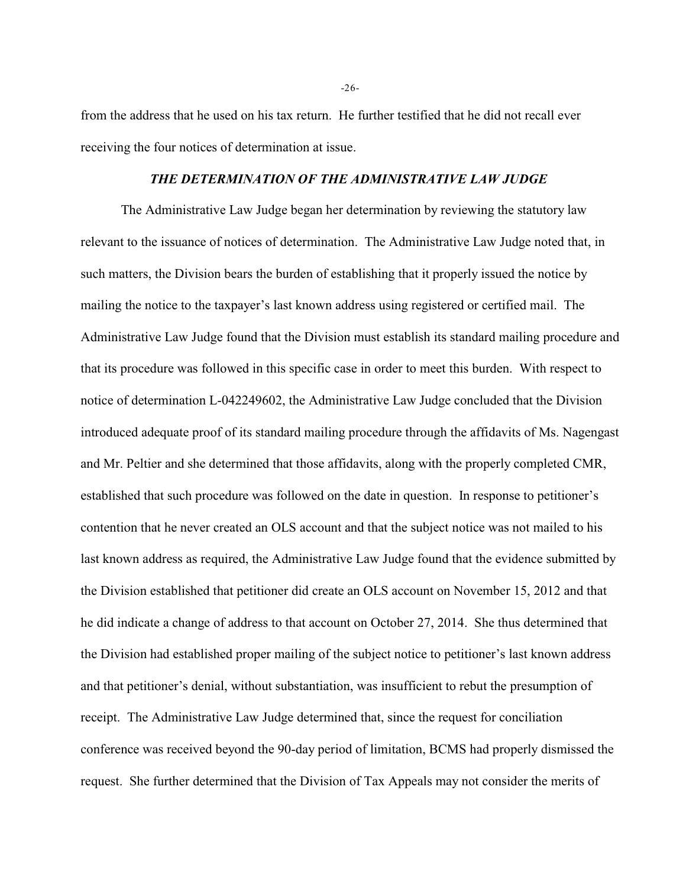from the address that he used on his tax return. He further testified that he did not recall ever receiving the four notices of determination at issue.

### *THE DETERMINATION OF THE ADMINISTRATIVE LAW JUDGE*

The Administrative Law Judge began her determination by reviewing the statutory law relevant to the issuance of notices of determination. The Administrative Law Judge noted that, in such matters, the Division bears the burden of establishing that it properly issued the notice by mailing the notice to the taxpayer's last known address using registered or certified mail. The Administrative Law Judge found that the Division must establish its standard mailing procedure and that its procedure was followed in this specific case in order to meet this burden. With respect to notice of determination L-042249602, the Administrative Law Judge concluded that the Division introduced adequate proof of its standard mailing procedure through the affidavits of Ms. Nagengast and Mr. Peltier and she determined that those affidavits, along with the properly completed CMR, established that such procedure was followed on the date in question. In response to petitioner's contention that he never created an OLS account and that the subject notice was not mailed to his last known address as required, the Administrative Law Judge found that the evidence submitted by the Division established that petitioner did create an OLS account on November 15, 2012 and that he did indicate a change of address to that account on October 27, 2014. She thus determined that the Division had established proper mailing of the subject notice to petitioner's last known address and that petitioner's denial, without substantiation, was insufficient to rebut the presumption of receipt. The Administrative Law Judge determined that, since the request for conciliation conference was received beyond the 90-day period of limitation, BCMS had properly dismissed the request. She further determined that the Division of Tax Appeals may not consider the merits of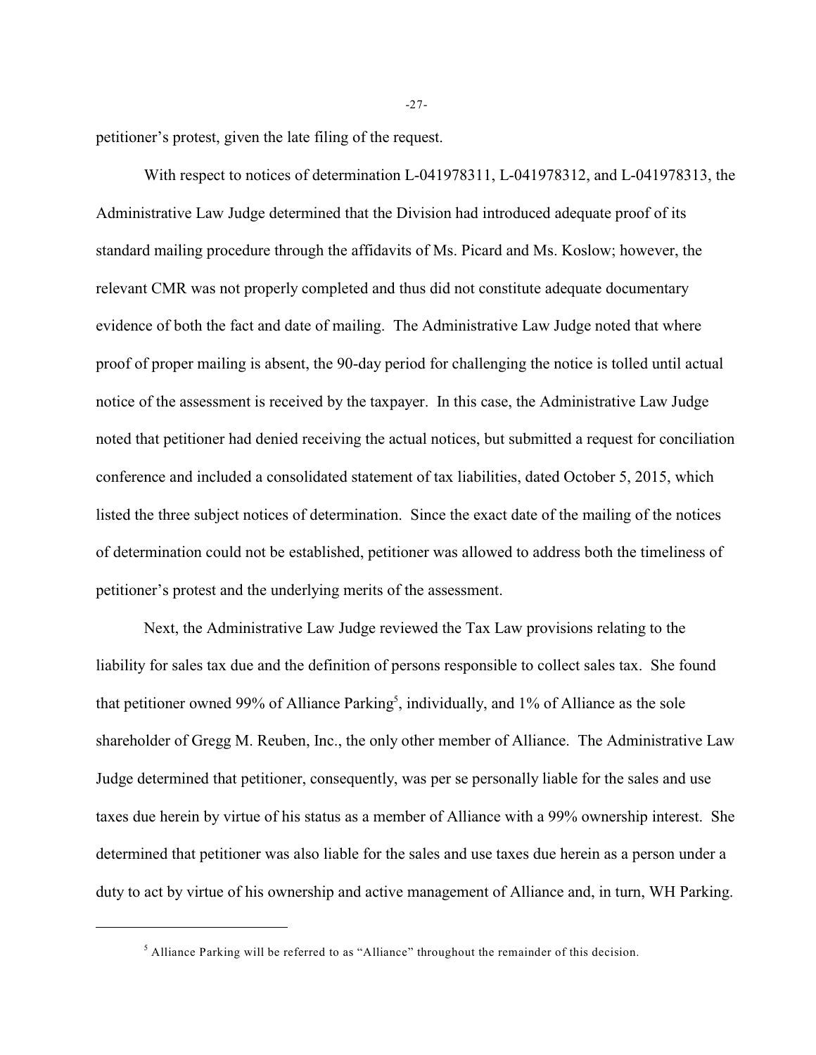petitioner's protest, given the late filing of the request.

With respect to notices of determination L-041978311, L-041978312, and L-041978313, the Administrative Law Judge determined that the Division had introduced adequate proof of its standard mailing procedure through the affidavits of Ms. Picard and Ms. Koslow; however, the relevant CMR was not properly completed and thus did not constitute adequate documentary evidence of both the fact and date of mailing. The Administrative Law Judge noted that where proof of proper mailing is absent, the 90-day period for challenging the notice is tolled until actual notice of the assessment is received by the taxpayer. In this case, the Administrative Law Judge noted that petitioner had denied receiving the actual notices, but submitted a request for conciliation conference and included a consolidated statement of tax liabilities, dated October 5, 2015, which listed the three subject notices of determination. Since the exact date of the mailing of the notices of determination could not be established, petitioner was allowed to address both the timeliness of petitioner's protest and the underlying merits of the assessment.

Next, the Administrative Law Judge reviewed the Tax Law provisions relating to the liability for sales tax due and the definition of persons responsible to collect sales tax. She found that petitioner owned 99% of Alliance Parking[5], individually, and 1% of Alliance as the sole shareholder of Gregg M. Reuben, Inc., the only other member of Alliance. The Administrative Law Judge determined that petitioner, consequently, was per se personally liable for the sales and use taxes due herein by virtue of his status as a member of Alliance with a 99% ownership interest. She determined that petitioner was also liable for the sales and use taxes due herein as a person under a duty to act by virtue of his ownership and active management of Alliance and, in turn, WH Parking.

[5] Alliance Parking will be referred to as "Alliance" throughout the remainder of this decision.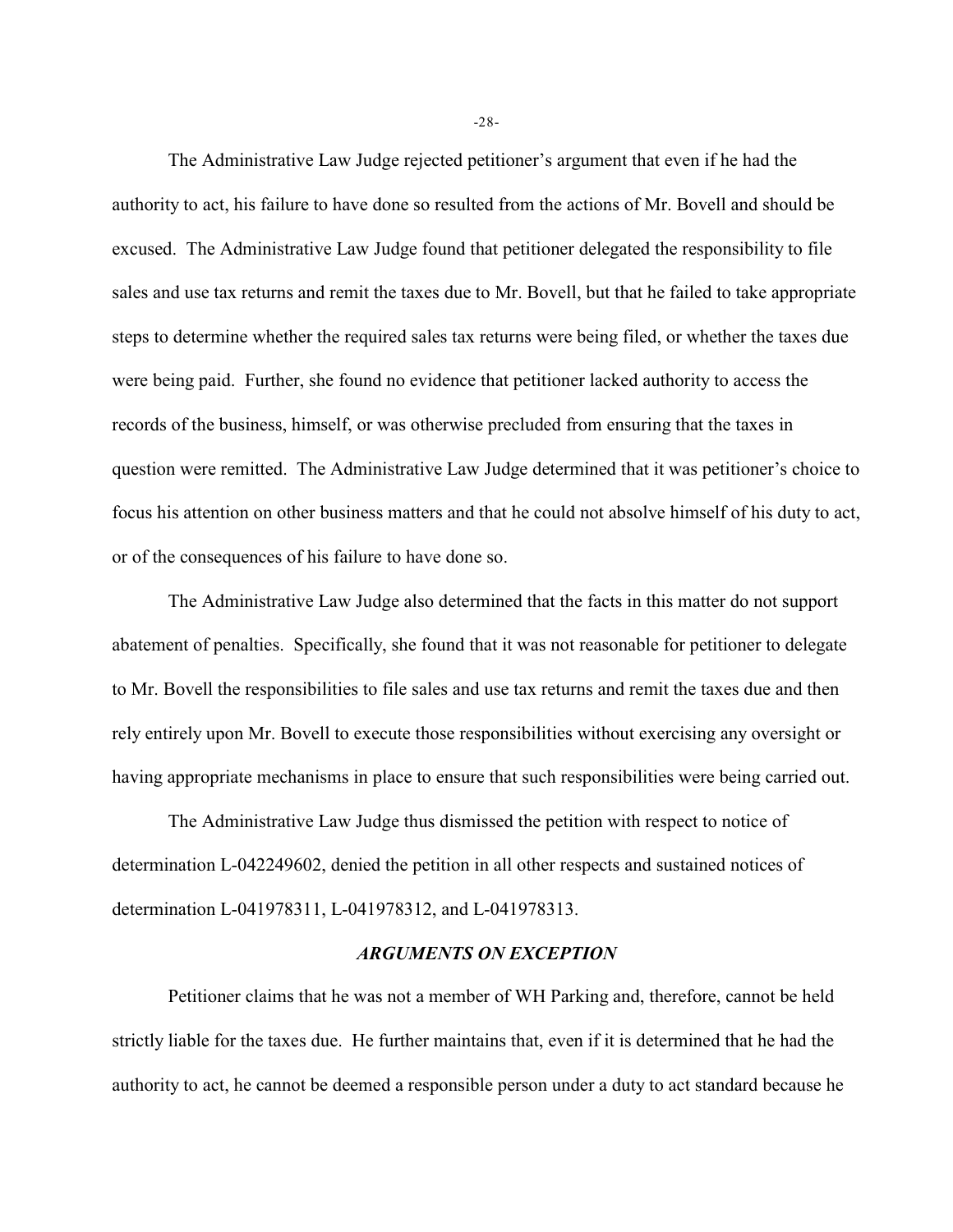The Administrative Law Judge rejected petitioner's argument that even if he had the authority to act, his failure to have done so resulted from the actions of Mr. Bovell and should be excused. The Administrative Law Judge found that petitioner delegated the responsibility to file sales and use tax returns and remit the taxes due to Mr. Bovell, but that he failed to take appropriate steps to determine whether the required sales tax returns were being filed, or whether the taxes due were being paid. Further, she found no evidence that petitioner lacked authority to access the records of the business, himself, or was otherwise precluded from ensuring that the taxes in question were remitted. The Administrative Law Judge determined that it was petitioner's choice to focus his attention on other business matters and that he could not absolve himself of his duty to act, or of the consequences of his failure to have done so.

The Administrative Law Judge also determined that the facts in this matter do not support abatement of penalties. Specifically, she found that it was not reasonable for petitioner to delegate to Mr. Bovell the responsibilities to file sales and use tax returns and remit the taxes due and then rely entirely upon Mr. Bovell to execute those responsibilities without exercising any oversight or having appropriate mechanisms in place to ensure that such responsibilities were being carried out.

The Administrative Law Judge thus dismissed the petition with respect to notice of determination L-042249602, denied the petition in all other respects and sustained notices of determination L-041978311, L-041978312, and L-041978313.

### *ARGUMENTS ON EXCEPTION*

Petitioner claims that he was not a member of WH Parking and, therefore, cannot be held strictly liable for the taxes due. He further maintains that, even if it is determined that he had the authority to act, he cannot be deemed a responsible person under a duty to act standard because he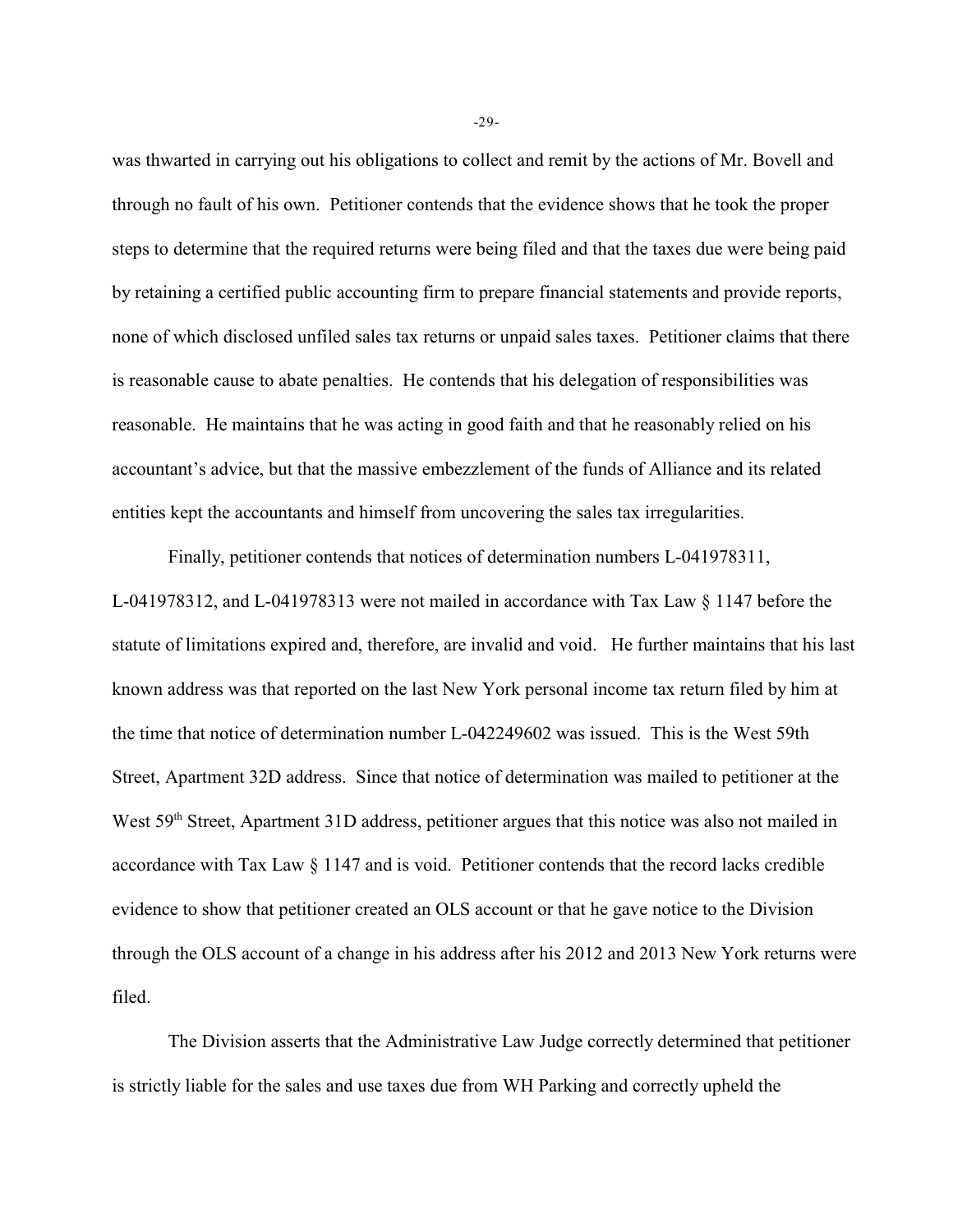was thwarted in carrying out his obligations to collect and remit by the actions of Mr. Bovell and through no fault of his own. Petitioner contends that the evidence shows that he took the proper steps to determine that the required returns were being filed and that the taxes due were being paid by retaining a certified public accounting firm to prepare financial statements and provide reports, none of which disclosed unfiled sales tax returns or unpaid sales taxes. Petitioner claims that there is reasonable cause to abate penalties. He contends that his delegation of responsibilities was reasonable. He maintains that he was acting in good faith and that he reasonably relied on his accountant's advice, but that the massive embezzlement of the funds of Alliance and its related entities kept the accountants and himself from uncovering the sales tax irregularities.

Finally, petitioner contends that notices of determination numbers L-041978311, L-041978312, and L-041978313 were not mailed in accordance with Tax Law § 1147 before the statute of limitations expired and, therefore, are invalid and void. He further maintains that his last known address was that reported on the last New York personal income tax return filed by him at the time that notice of determination number L-042249602 was issued. This is the West 59th Street, Apartment 32D address. Since that notice of determination was mailed to petitioner at the West 59th Street, Apartment 31D address, petitioner argues that this notice was also not mailed in accordance with Tax Law § 1147 and is void. Petitioner contends that the record lacks credible evidence to show that petitioner created an OLS account or that he gave notice to the Division through the OLS account of a change in his address after his 2012 and 2013 New York returns were filed.

The Division asserts that the Administrative Law Judge correctly determined that petitioner is strictly liable for the sales and use taxes due from WH Parking and correctly upheld the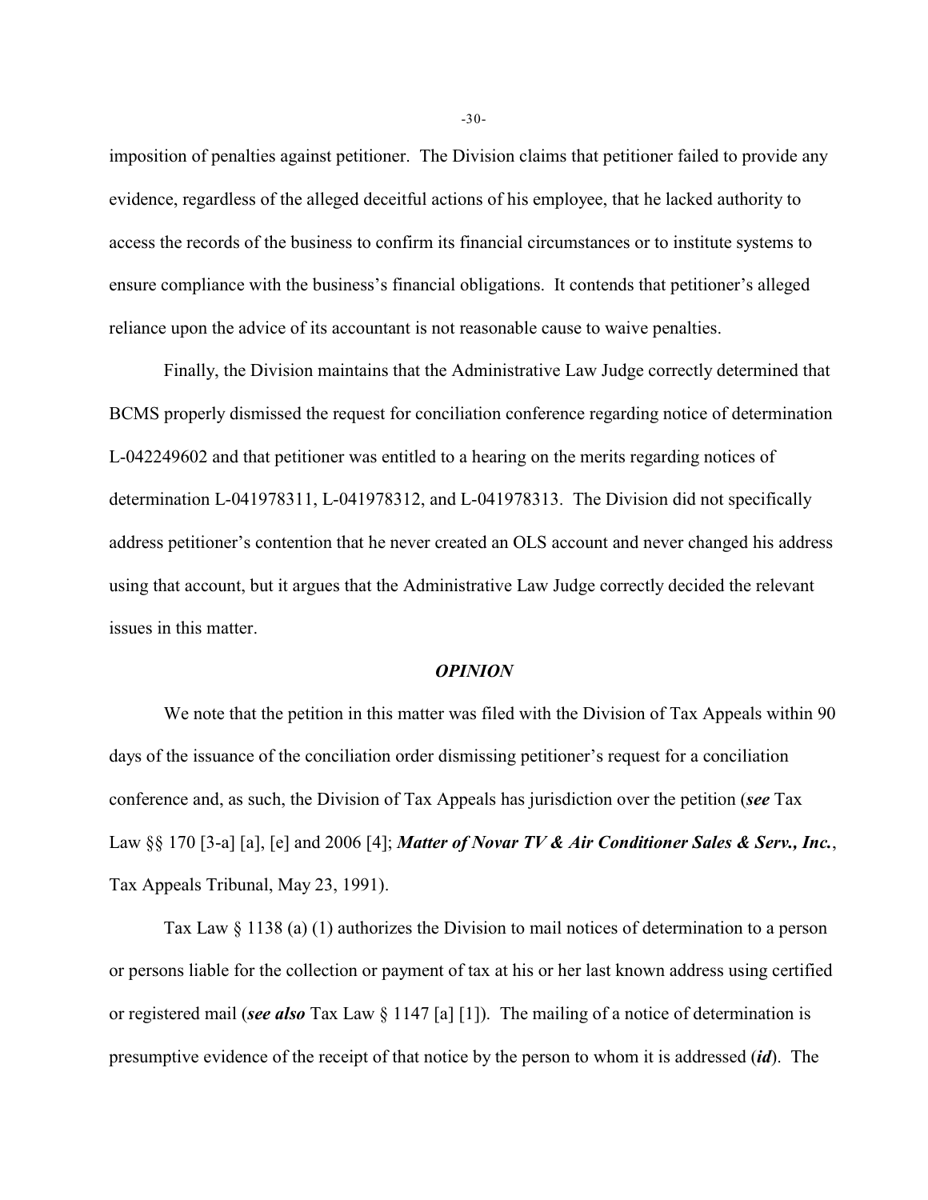imposition of penalties against petitioner. The Division claims that petitioner failed to provide any evidence, regardless of the alleged deceitful actions of his employee, that he lacked authority to access the records of the business to confirm its financial circumstances or to institute systems to ensure compliance with the business's financial obligations. It contends that petitioner's alleged reliance upon the advice of its accountant is not reasonable cause to waive penalties.

Finally, the Division maintains that the Administrative Law Judge correctly determined that BCMS properly dismissed the request for conciliation conference regarding notice of determination L-042249602 and that petitioner was entitled to a hearing on the merits regarding notices of determination L-041978311, L-041978312, and L-041978313. The Division did not specifically address petitioner's contention that he never created an OLS account and never changed his address using that account, but it argues that the Administrative Law Judge correctly decided the relevant issues in this matter.

## *OPINION*

We note that the petition in this matter was filed with the Division of Tax Appeals within 90 days of the issuance of the conciliation order dismissing petitioner's request for a conciliation conference and, as such, the Division of Tax Appeals has jurisdiction over the petition (***see*** Tax Law §§ 170 [3-a] [a], [e] and 2006 [4]; ***Matter of Novar TV & Air Conditioner Sales & Serv., Inc.***, Tax Appeals Tribunal, May 23, 1991).

Tax Law § 1138 (a) (1) authorizes the Division to mail notices of determination to a person or persons liable for the collection or payment of tax at his or her last known address using certified or registered mail (***see also*** Tax Law § 1147 [a] [1]). The mailing of a notice of determination is presumptive evidence of the receipt of that notice by the person to whom it is addressed (***id***). The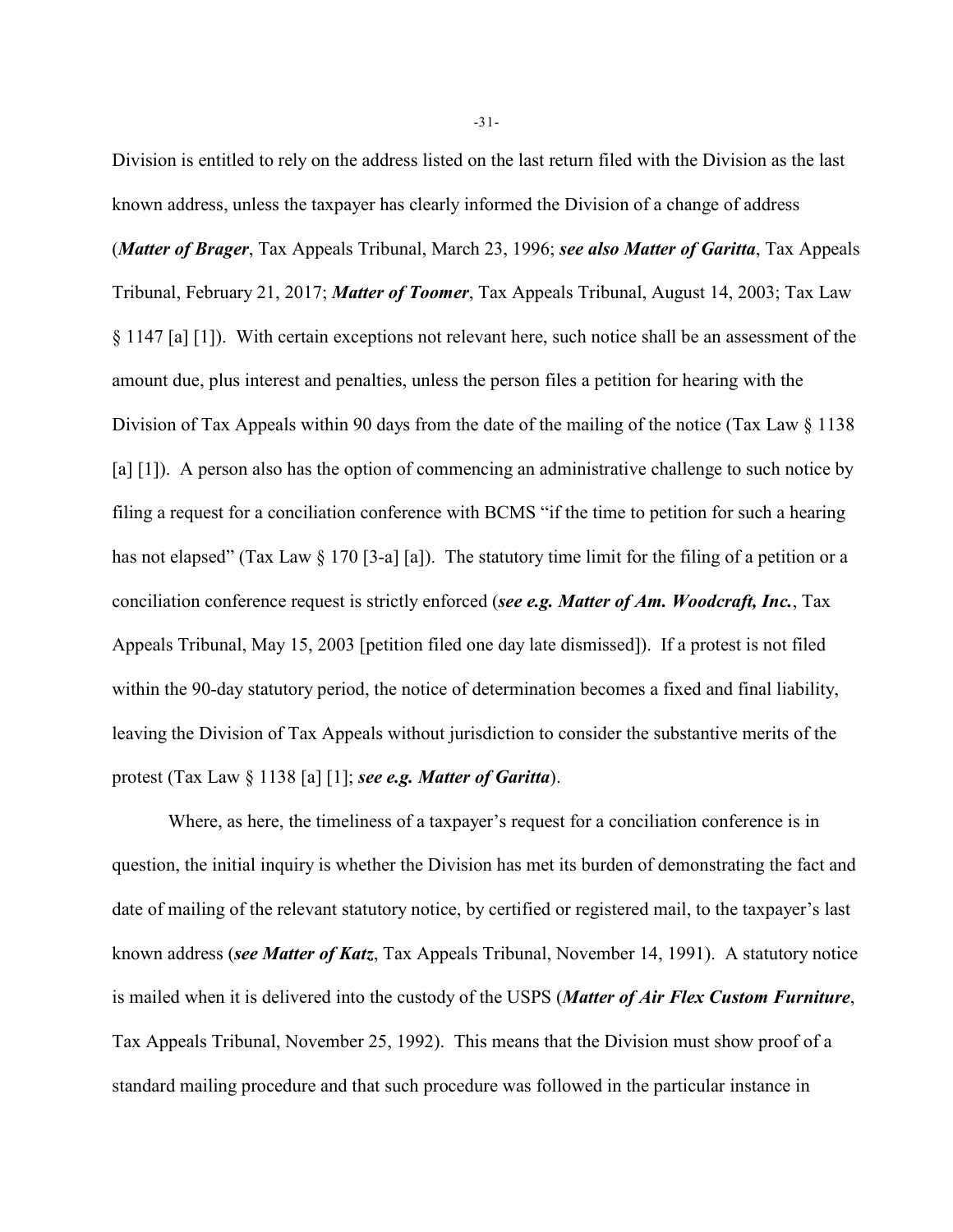Division is entitled to rely on the address listed on the last return filed with the Division as the last known address, unless the taxpayer has clearly informed the Division of a change of address (***Matter of Brager***, Tax Appeals Tribunal, March 23, 1996; ***see also Matter of Garitta***, Tax Appeals Tribunal, February 21, 2017; ***Matter of Toomer***, Tax Appeals Tribunal, August 14, 2003; Tax Law § 1147 [a] [1]). With certain exceptions not relevant here, such notice shall be an assessment of the amount due, plus interest and penalties, unless the person files a petition for hearing with the Division of Tax Appeals within 90 days from the date of the mailing of the notice (Tax Law § 1138 [a] [1]). A person also has the option of commencing an administrative challenge to such notice by filing a request for a conciliation conference with BCMS "if the time to petition for such a hearing has not elapsed" (Tax Law § 170 [3-a] [a]). The statutory time limit for the filing of a petition or a conciliation conference request is strictly enforced (***see e.g. Matter of Am. Woodcraft, Inc.***, Tax Appeals Tribunal, May 15, 2003 [petition filed one day late dismissed]). If a protest is not filed within the 90-day statutory period, the notice of determination becomes a fixed and final liability, leaving the Division of Tax Appeals without jurisdiction to consider the substantive merits of the protest (Tax Law § 1138 [a] [1]; ***see e.g. Matter of Garitta***).

Where, as here, the timeliness of a taxpayer's request for a conciliation conference is in question, the initial inquiry is whether the Division has met its burden of demonstrating the fact and date of mailing of the relevant statutory notice, by certified or registered mail, to the taxpayer's last known address (***see Matter of Katz***, Tax Appeals Tribunal, November 14, 1991). A statutory notice is mailed when it is delivered into the custody of the USPS (***Matter of Air Flex Custom Furniture***, Tax Appeals Tribunal, November 25, 1992). This means that the Division must show proof of a standard mailing procedure and that such procedure was followed in the particular instance in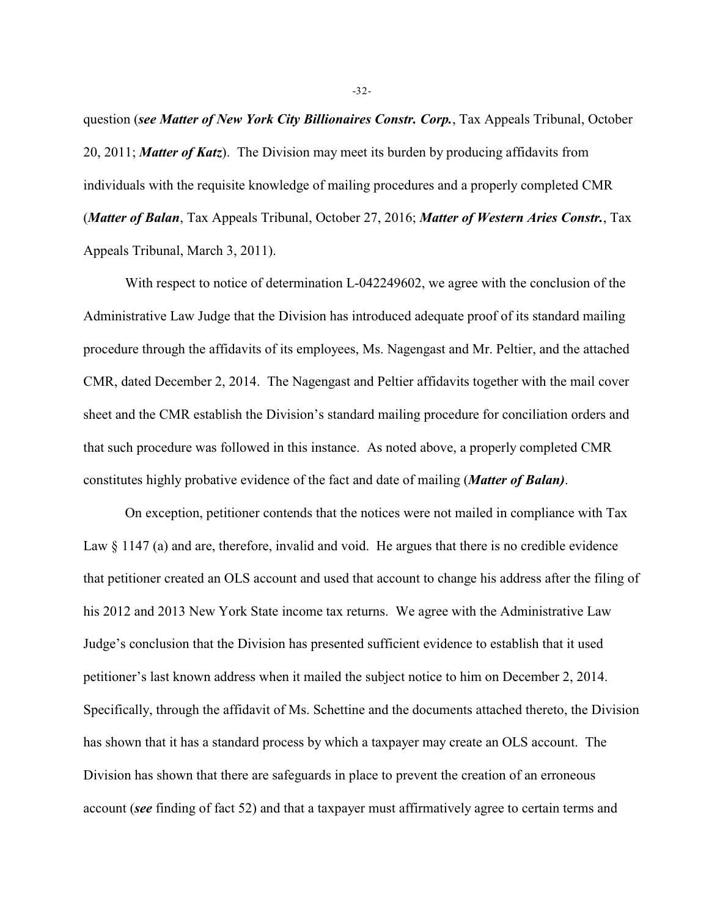question (***see Matter of New York City Billionaires Constr. Corp.***, Tax Appeals Tribunal, October 20, 2011; ***Matter of Katz***). The Division may meet its burden by producing affidavits from individuals with the requisite knowledge of mailing procedures and a properly completed CMR (***Matter of Balan***, Tax Appeals Tribunal, October 27, 2016; ***Matter of Western Aries Constr.***, Tax Appeals Tribunal, March 3, 2011).

With respect to notice of determination L-042249602, we agree with the conclusion of the Administrative Law Judge that the Division has introduced adequate proof of its standard mailing procedure through the affidavits of its employees, Ms. Nagengast and Mr. Peltier, and the attached CMR, dated December 2, 2014. The Nagengast and Peltier affidavits together with the mail cover sheet and the CMR establish the Division's standard mailing procedure for conciliation orders and that such procedure was followed in this instance. As noted above, a properly completed CMR constitutes highly probative evidence of the fact and date of mailing (***Matter of Balan)***.

On exception, petitioner contends that the notices were not mailed in compliance with Tax Law § 1147 (a) and are, therefore, invalid and void. He argues that there is no credible evidence that petitioner created an OLS account and used that account to change his address after the filing of his 2012 and 2013 New York State income tax returns. We agree with the Administrative Law Judge's conclusion that the Division has presented sufficient evidence to establish that it used petitioner's last known address when it mailed the subject notice to him on December 2, 2014. Specifically, through the affidavit of Ms. Schettine and the documents attached thereto, the Division has shown that it has a standard process by which a taxpayer may create an OLS account. The Division has shown that there are safeguards in place to prevent the creation of an erroneous account (***see*** finding of fact 52) and that a taxpayer must affirmatively agree to certain terms and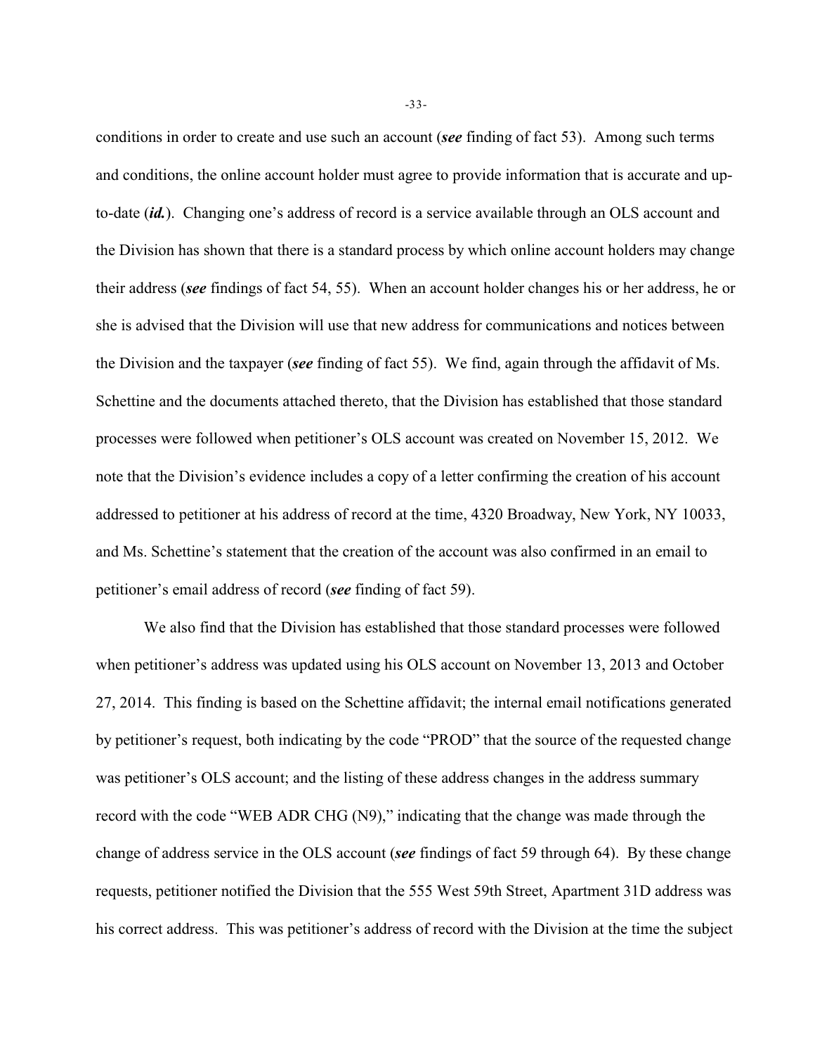conditions in order to create and use such an account (***see*** finding of fact 53). Among such terms and conditions, the online account holder must agree to provide information that is accurate and up-to-date (***id.***). Changing one's address of record is a service available through an OLS account and the Division has shown that there is a standard process by which online account holders may change their address (***see*** findings of fact 54, 55). When an account holder changes his or her address, he or she is advised that the Division will use that new address for communications and notices between the Division and the taxpayer (***see*** finding of fact 55). We find, again through the affidavit of Ms. Schettine and the documents attached thereto, that the Division has established that those standard processes were followed when petitioner's OLS account was created on November 15, 2012. We note that the Division's evidence includes a copy of a letter confirming the creation of his account addressed to petitioner at his address of record at the time, 4320 Broadway, New York, NY 10033, and Ms. Schettine's statement that the creation of the account was also confirmed in an email to petitioner's email address of record (***see*** finding of fact 59).

We also find that the Division has established that those standard processes were followed when petitioner's address was updated using his OLS account on November 13, 2013 and October 27, 2014. This finding is based on the Schettine affidavit; the internal email notifications generated by petitioner's request, both indicating by the code "PROD" that the source of the requested change was petitioner's OLS account; and the listing of these address changes in the address summary record with the code "WEB ADR CHG (N9)," indicating that the change was made through the change of address service in the OLS account (***see*** findings of fact 59 through 64). By these change requests, petitioner notified the Division that the 555 West 59th Street, Apartment 31D address was his correct address. This was petitioner's address of record with the Division at the time the subject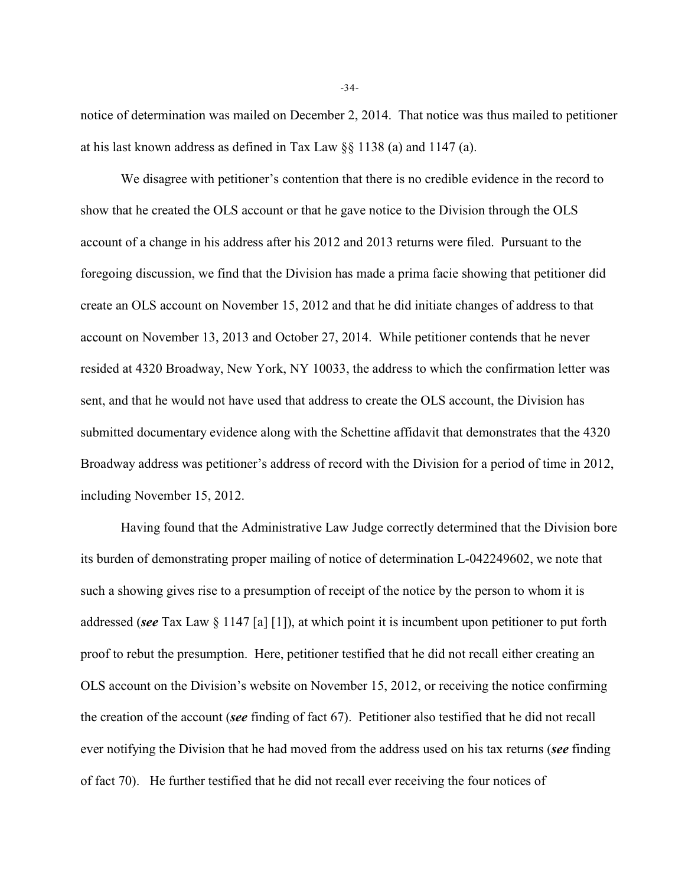notice of determination was mailed on December 2, 2014. That notice was thus mailed to petitioner at his last known address as defined in Tax Law §§ 1138 (a) and 1147 (a).

We disagree with petitioner's contention that there is no credible evidence in the record to show that he created the OLS account or that he gave notice to the Division through the OLS account of a change in his address after his 2012 and 2013 returns were filed. Pursuant to the foregoing discussion, we find that the Division has made a prima facie showing that petitioner did create an OLS account on November 15, 2012 and that he did initiate changes of address to that account on November 13, 2013 and October 27, 2014. While petitioner contends that he never resided at 4320 Broadway, New York, NY 10033, the address to which the confirmation letter was sent, and that he would not have used that address to create the OLS account, the Division has submitted documentary evidence along with the Schettine affidavit that demonstrates that the 4320 Broadway address was petitioner's address of record with the Division for a period of time in 2012, including November 15, 2012.

Having found that the Administrative Law Judge correctly determined that the Division bore its burden of demonstrating proper mailing of notice of determination L-042249602, we note that such a showing gives rise to a presumption of receipt of the notice by the person to whom it is addressed (***see*** Tax Law § 1147 [a] [1]), at which point it is incumbent upon petitioner to put forth proof to rebut the presumption. Here, petitioner testified that he did not recall either creating an OLS account on the Division's website on November 15, 2012, or receiving the notice confirming the creation of the account (***see*** finding of fact 67). Petitioner also testified that he did not recall ever notifying the Division that he had moved from the address used on his tax returns (***see*** finding of fact 70). He further testified that he did not recall ever receiving the four notices of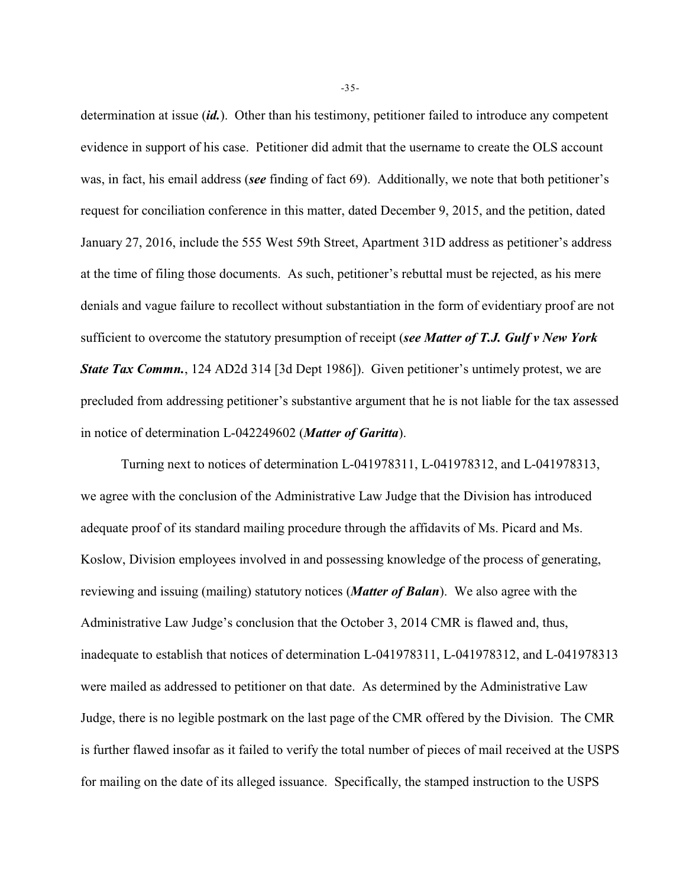determination at issue (***id.***). Other than his testimony, petitioner failed to introduce any competent evidence in support of his case. Petitioner did admit that the username to create the OLS account was, in fact, his email address (***see*** finding of fact 69). Additionally, we note that both petitioner's request for conciliation conference in this matter, dated December 9, 2015, and the petition, dated January 27, 2016, include the 555 West 59th Street, Apartment 31D address as petitioner's address at the time of filing those documents. As such, petitioner's rebuttal must be rejected, as his mere denials and vague failure to recollect without substantiation in the form of evidentiary proof are not sufficient to overcome the statutory presumption of receipt (***see Matter of T.J. Gulf v New York State Tax Commn.***, 124 AD2d 314 [3d Dept 1986]). Given petitioner's untimely protest, we are precluded from addressing petitioner's substantive argument that he is not liable for the tax assessed in notice of determination L-042249602 (***Matter of Garitta***).

Turning next to notices of determination L-041978311, L-041978312, and L-041978313, we agree with the conclusion of the Administrative Law Judge that the Division has introduced adequate proof of its standard mailing procedure through the affidavits of Ms. Picard and Ms. Koslow, Division employees involved in and possessing knowledge of the process of generating, reviewing and issuing (mailing) statutory notices (***Matter of Balan***). We also agree with the Administrative Law Judge's conclusion that the October 3, 2014 CMR is flawed and, thus, inadequate to establish that notices of determination L-041978311, L-041978312, and L-041978313 were mailed as addressed to petitioner on that date. As determined by the Administrative Law Judge, there is no legible postmark on the last page of the CMR offered by the Division. The CMR is further flawed insofar as it failed to verify the total number of pieces of mail received at the USPS for mailing on the date of its alleged issuance. Specifically, the stamped instruction to the USPS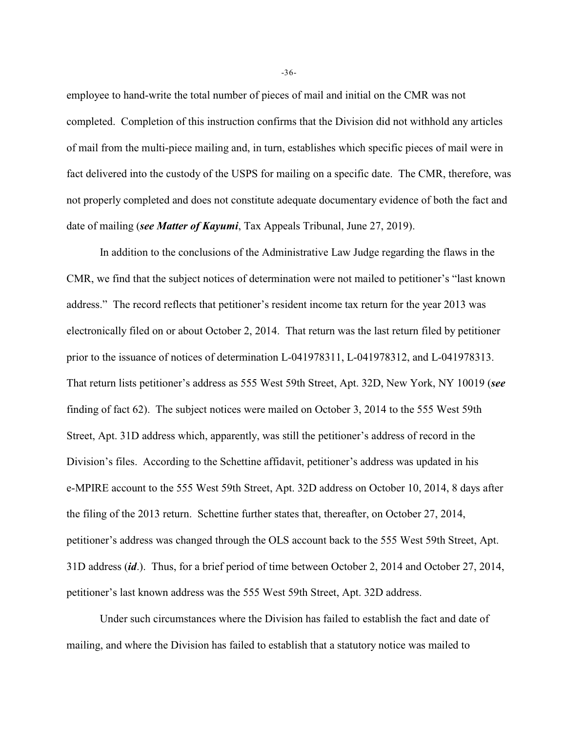employee to hand-write the total number of pieces of mail and initial on the CMR was not completed. Completion of this instruction confirms that the Division did not withhold any articles of mail from the multi-piece mailing and, in turn, establishes which specific pieces of mail were in fact delivered into the custody of the USPS for mailing on a specific date. The CMR, therefore, was not properly completed and does not constitute adequate documentary evidence of both the fact and date of mailing (***see Matter of Kayumi***, Tax Appeals Tribunal, June 27, 2019).

In addition to the conclusions of the Administrative Law Judge regarding the flaws in the CMR, we find that the subject notices of determination were not mailed to petitioner's "last known address." The record reflects that petitioner's resident income tax return for the year 2013 was electronically filed on or about October 2, 2014. That return was the last return filed by petitioner prior to the issuance of notices of determination L-041978311, L-041978312, and L-041978313. That return lists petitioner's address as 555 West 59th Street, Apt. 32D, New York, NY 10019 (***see*** finding of fact 62). The subject notices were mailed on October 3, 2014 to the 555 West 59th Street, Apt. 31D address which, apparently, was still the petitioner's address of record in the Division's files. According to the Schettine affidavit, petitioner's address was updated in his e-MPIRE account to the 555 West 59th Street, Apt. 32D address on October 10, 2014, 8 days after the filing of the 2013 return. Schettine further states that, thereafter, on October 27, 2014, petitioner's address was changed through the OLS account back to the 555 West 59th Street, Apt. 31D address (***id***.). Thus, for a brief period of time between October 2, 2014 and October 27, 2014, petitioner's last known address was the 555 West 59th Street, Apt. 32D address.

Under such circumstances where the Division has failed to establish the fact and date of mailing, and where the Division has failed to establish that a statutory notice was mailed to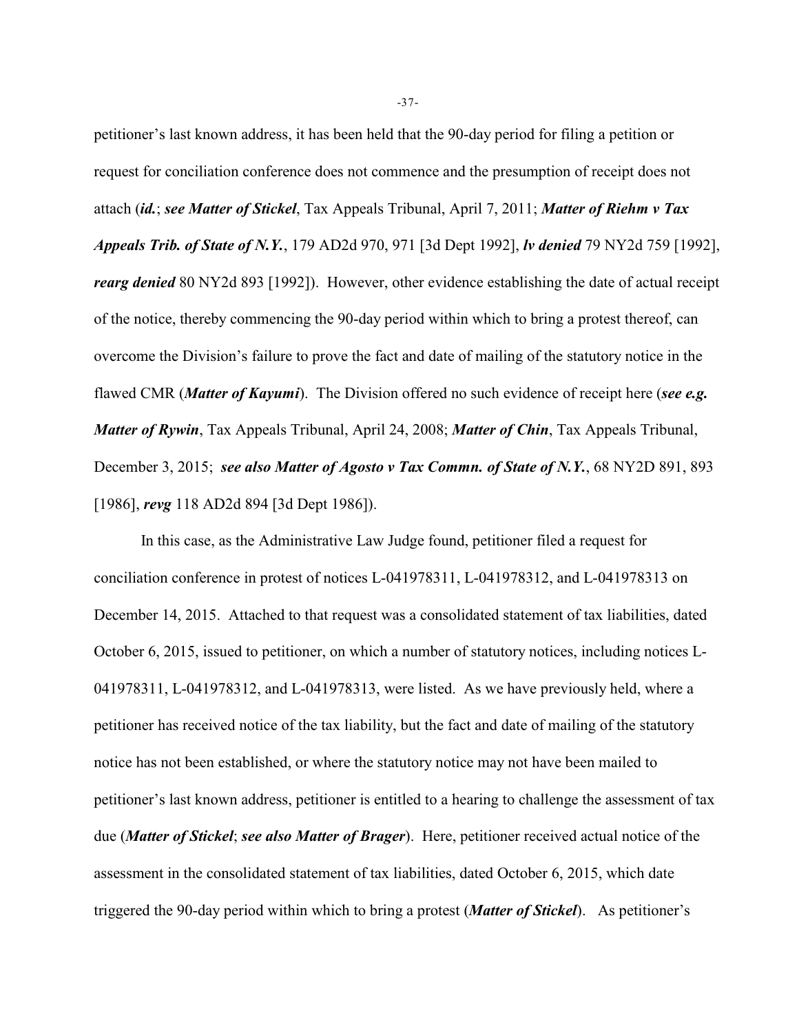petitioner's last known address, it has been held that the 90-day period for filing a petition or request for conciliation conference does not commence and the presumption of receipt does not attach (***id.***; ***see Matter of Stickel***, Tax Appeals Tribunal, April 7, 2011; ***Matter of Riehm v Tax Appeals Trib. of State of N.Y.***, 179 AD2d 970, 971 [3d Dept 1992], ***lv denied*** 79 NY2d 759 [1992], ***rearg denied*** 80 NY2d 893 [1992]). However, other evidence establishing the date of actual receipt of the notice, thereby commencing the 90-day period within which to bring a protest thereof, can overcome the Division's failure to prove the fact and date of mailing of the statutory notice in the flawed CMR (***Matter of Kayumi***). The Division offered no such evidence of receipt here (***see e.g. Matter of Rywin***, Tax Appeals Tribunal, April 24, 2008; ***Matter of Chin***, Tax Appeals Tribunal, December 3, 2015; ***see also Matter of Agosto v Tax Commn. of State of N.Y.***, 68 NY2D 891, 893 [1986], ***revg*** 118 AD2d 894 [3d Dept 1986]).

In this case, as the Administrative Law Judge found, petitioner filed a request for conciliation conference in protest of notices L-041978311, L-041978312, and L-041978313 on December 14, 2015. Attached to that request was a consolidated statement of tax liabilities, dated October 6, 2015, issued to petitioner, on which a number of statutory notices, including notices L-041978311, L-041978312, and L-041978313, were listed. As we have previously held, where a petitioner has received notice of the tax liability, but the fact and date of mailing of the statutory notice has not been established, or where the statutory notice may not have been mailed to petitioner's last known address, petitioner is entitled to a hearing to challenge the assessment of tax due (***Matter of Stickel***; ***see also Matter of Brager***). Here, petitioner received actual notice of the assessment in the consolidated statement of tax liabilities, dated October 6, 2015, which date triggered the 90-day period within which to bring a protest (***Matter of Stickel***). As petitioner's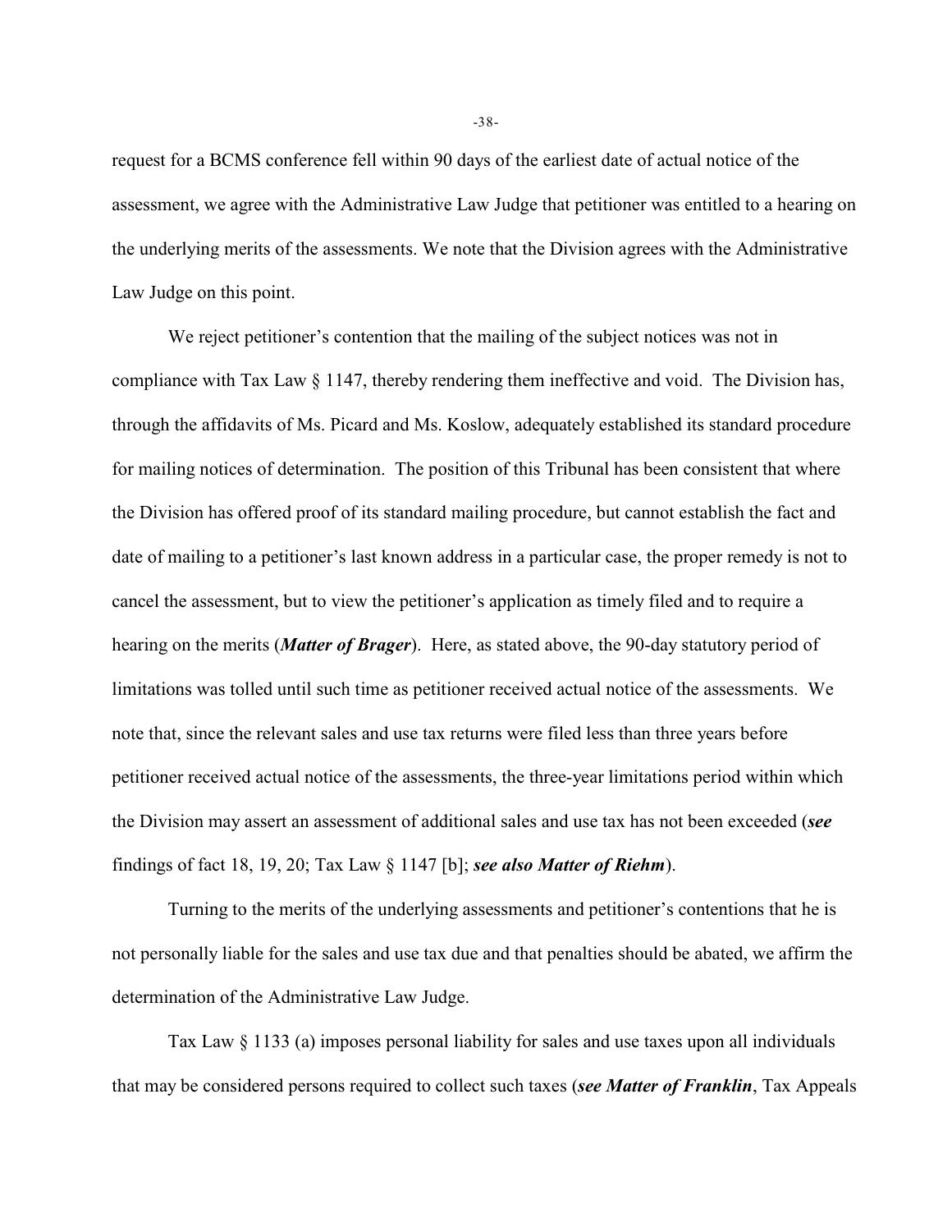request for a BCMS conference fell within 90 days of the earliest date of actual notice of the assessment, we agree with the Administrative Law Judge that petitioner was entitled to a hearing on the underlying merits of the assessments. We note that the Division agrees with the Administrative Law Judge on this point.

We reject petitioner's contention that the mailing of the subject notices was not in compliance with Tax Law § 1147, thereby rendering them ineffective and void. The Division has, through the affidavits of Ms. Picard and Ms. Koslow, adequately established its standard procedure for mailing notices of determination. The position of this Tribunal has been consistent that where the Division has offered proof of its standard mailing procedure, but cannot establish the fact and date of mailing to a petitioner's last known address in a particular case, the proper remedy is not to cancel the assessment, but to view the petitioner's application as timely filed and to require a hearing on the merits (***Matter of Brager***). Here, as stated above, the 90-day statutory period of limitations was tolled until such time as petitioner received actual notice of the assessments. We note that, since the relevant sales and use tax returns were filed less than three years before petitioner received actual notice of the assessments, the three-year limitations period within which the Division may assert an assessment of additional sales and use tax has not been exceeded (***see*** findings of fact 18, 19, 20; Tax Law § 1147 [b]; ***see also Matter of Riehm***).

Turning to the merits of the underlying assessments and petitioner's contentions that he is not personally liable for the sales and use tax due and that penalties should be abated, we affirm the determination of the Administrative Law Judge.

Tax Law § 1133 (a) imposes personal liability for sales and use taxes upon all individuals that may be considered persons required to collect such taxes (***see Matter of Franklin***, Tax Appeals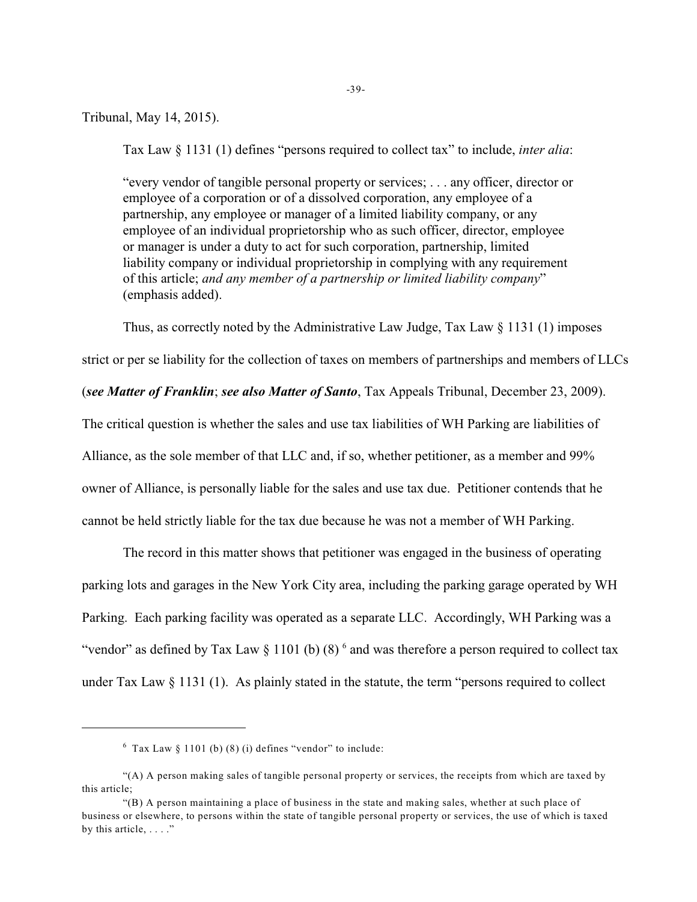Tribunal, May 14, 2015).

Tax Law § 1131 (1) defines "persons required to collect tax" to include, *inter alia*:

> "every vendor of tangible personal property or services; . . . any officer, director or employee of a corporation or of a dissolved corporation, any employee of a partnership, any employee or manager of a limited liability company, or any employee of an individual proprietorship who as such officer, director, employee or manager is under a duty to act for such corporation, partnership, limited liability company or individual proprietorship in complying with any requirement of this article; *and any member of a partnership or limited liability company*" (emphasis added).

Thus, as correctly noted by the Administrative Law Judge, Tax Law § 1131 (1) imposes strict or per se liability for the collection of taxes on members of partnerships and members of LLCs (***see Matter of Franklin***; ***see also Matter of Santo***, Tax Appeals Tribunal, December 23, 2009). The critical question is whether the sales and use tax liabilities of WH Parking are liabilities of Alliance, as the sole member of that LLC and, if so, whether petitioner, as a member and 99% owner of Alliance, is personally liable for the sales and use tax due. Petitioner contends that he cannot be held strictly liable for the tax due because he was not a member of WH Parking.

The record in this matter shows that petitioner was engaged in the business of operating parking lots and garages in the New York City area, including the parking garage operated by WH Parking. Each parking facility was operated as a separate LLC. Accordingly, WH Parking was a "vendor" as defined by Tax Law § 1101 (b) (8) [6] and was therefore a person required to collect tax under Tax Law § 1131 (1). As plainly stated in the statute, the term "persons required to collect

---

[6] Tax Law § 1101 (b) (8) (i) defines "vendor" to include:

"(A) A person making sales of tangible personal property or services, the receipts from which are taxed by this article;

"(B) A person maintaining a place of business in the state and making sales, whether at such place of business or elsewhere, to persons within the state of tangible personal property or services, the use of which is taxed by this article, . . . ."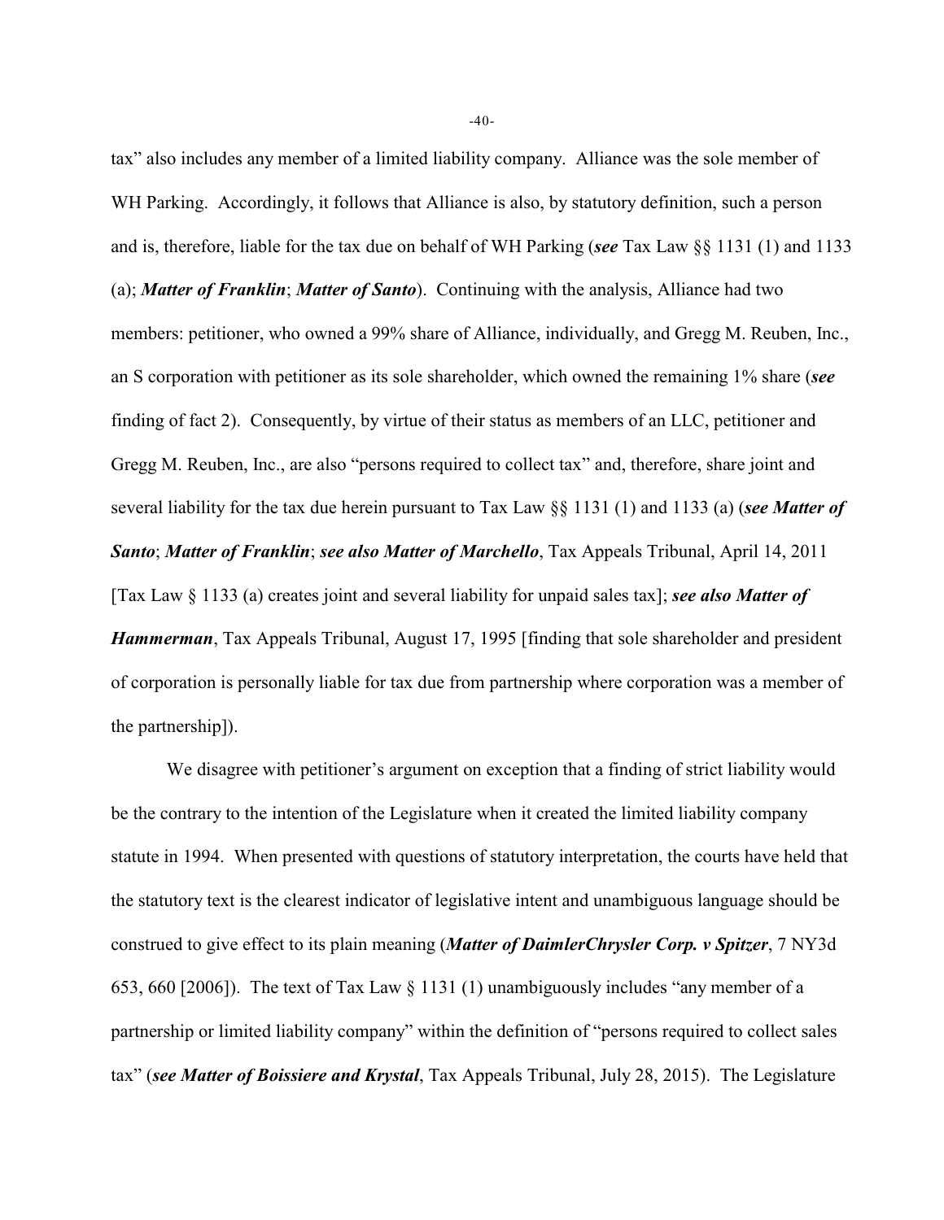tax" also includes any member of a limited liability company. Alliance was the sole member of WH Parking. Accordingly, it follows that Alliance is also, by statutory definition, such a person and is, therefore, liable for the tax due on behalf of WH Parking (***see*** Tax Law §§ 1131 (1) and 1133 (a); ***Matter of Franklin***; ***Matter of Santo***). Continuing with the analysis, Alliance had two members: petitioner, who owned a 99% share of Alliance, individually, and Gregg M. Reuben, Inc., an S corporation with petitioner as its sole shareholder, which owned the remaining 1% share (***see*** finding of fact 2). Consequently, by virtue of their status as members of an LLC, petitioner and Gregg M. Reuben, Inc., are also "persons required to collect tax" and, therefore, share joint and several liability for the tax due herein pursuant to Tax Law §§ 1131 (1) and 1133 (a) (***see Matter of Santo***; ***Matter of Franklin***; ***see also Matter of Marchello***, Tax Appeals Tribunal, April 14, 2011 [Tax Law § 1133 (a) creates joint and several liability for unpaid sales tax]; ***see also Matter of Hammerman***, Tax Appeals Tribunal, August 17, 1995 [finding that sole shareholder and president of corporation is personally liable for tax due from partnership where corporation was a member of the partnership]).

We disagree with petitioner's argument on exception that a finding of strict liability would be the contrary to the intention of the Legislature when it created the limited liability company statute in 1994. When presented with questions of statutory interpretation, the courts have held that the statutory text is the clearest indicator of legislative intent and unambiguous language should be construed to give effect to its plain meaning (***Matter of DaimlerChrysler Corp. v Spitzer***, 7 NY3d 653, 660 [2006]). The text of Tax Law § 1131 (1) unambiguously includes "any member of a partnership or limited liability company" within the definition of "persons required to collect sales tax" (***see Matter of Boissiere and Krystal***, Tax Appeals Tribunal, July 28, 2015). The Legislature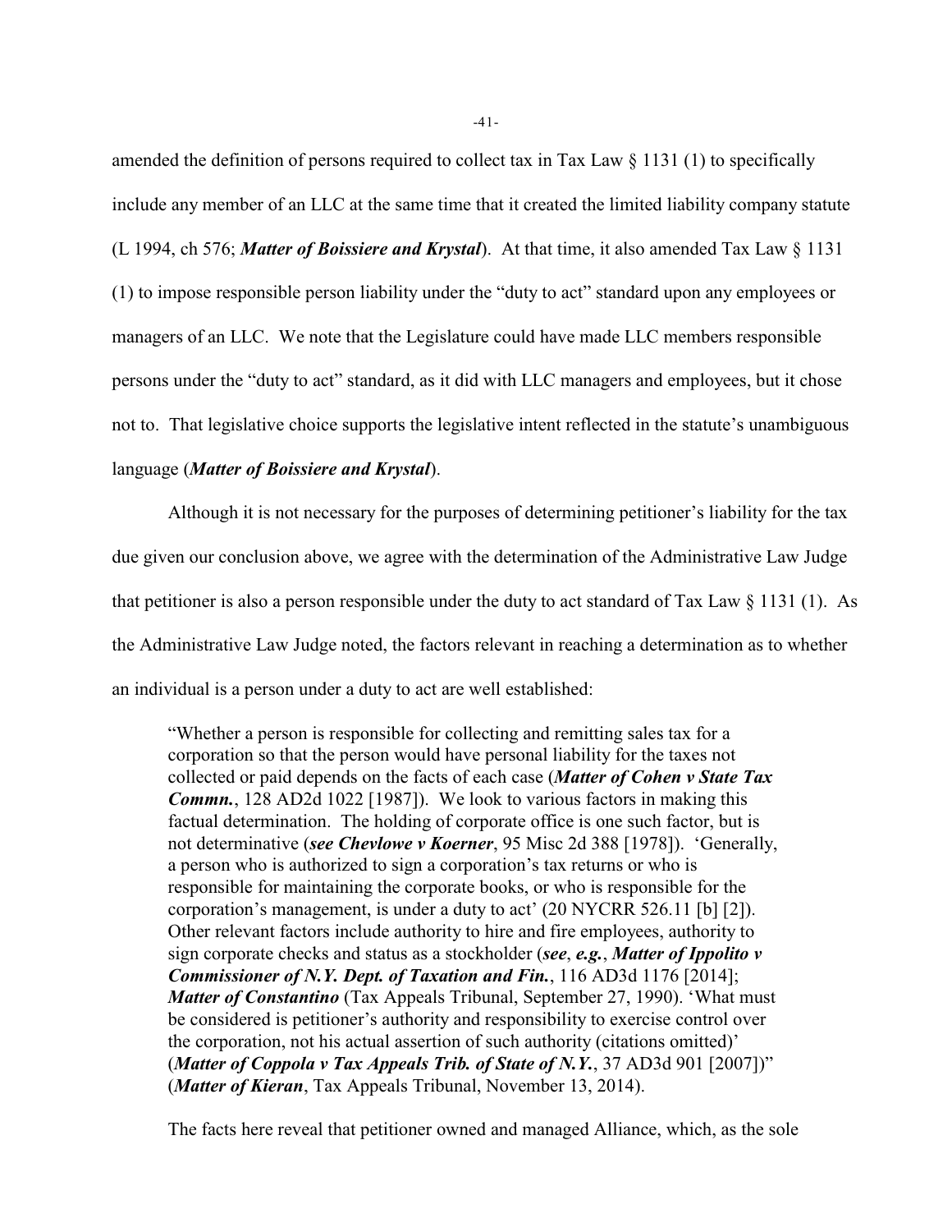amended the definition of persons required to collect tax in Tax Law § 1131 (1) to specifically include any member of an LLC at the same time that it created the limited liability company statute (L 1994, ch 576; ***Matter of Boissiere and Krystal***). At that time, it also amended Tax Law § 1131 (1) to impose responsible person liability under the "duty to act" standard upon any employees or managers of an LLC. We note that the Legislature could have made LLC members responsible persons under the "duty to act" standard, as it did with LLC managers and employees, but it chose not to. That legislative choice supports the legislative intent reflected in the statute's unambiguous language (***Matter of Boissiere and Krystal***).

Although it is not necessary for the purposes of determining petitioner's liability for the tax due given our conclusion above, we agree with the determination of the Administrative Law Judge that petitioner is also a person responsible under the duty to act standard of Tax Law § 1131 (1). As the Administrative Law Judge noted, the factors relevant in reaching a determination as to whether an individual is a person under a duty to act are well established:

> "Whether a person is responsible for collecting and remitting sales tax for a corporation so that the person would have personal liability for the taxes not collected or paid depends on the facts of each case (***Matter of Cohen v State Tax Commn.***, 128 AD2d 1022 [1987]). We look to various factors in making this factual determination. The holding of corporate office is one such factor, but is not determinative (***see Chevlowe v Koerner***, 95 Misc 2d 388 [1978]). 'Generally, a person who is authorized to sign a corporation's tax returns or who is responsible for maintaining the corporate books, or who is responsible for the corporation's management, is under a duty to act' (20 NYCRR 526.11 [b] [2]). Other relevant factors include authority to hire and fire employees, authority to sign corporate checks and status as a stockholder (***see***, ***e.g.***, ***Matter of Ippolito v Commissioner of N.Y. Dept. of Taxation and Fin.***, 116 AD3d 1176 [2014]; ***Matter of Constantino*** (Tax Appeals Tribunal, September 27, 1990). 'What must be considered is petitioner's authority and responsibility to exercise control over the corporation, not his actual assertion of such authority (citations omitted)' (***Matter of Coppola v Tax Appeals Trib. of State of N.Y.***, 37 AD3d 901 [2007])" (***Matter of Kieran***, Tax Appeals Tribunal, November 13, 2014).

The facts here reveal that petitioner owned and managed Alliance, which, as the sole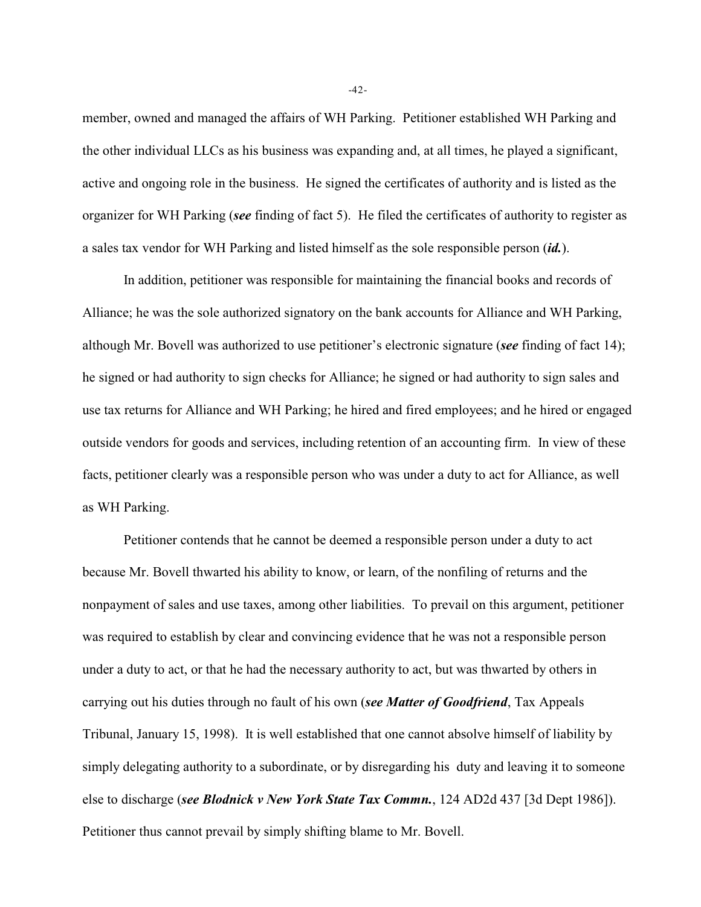member, owned and managed the affairs of WH Parking. Petitioner established WH Parking and the other individual LLCs as his business was expanding and, at all times, he played a significant, active and ongoing role in the business. He signed the certificates of authority and is listed as the organizer for WH Parking (***see*** finding of fact 5). He filed the certificates of authority to register as a sales tax vendor for WH Parking and listed himself as the sole responsible person (***id.***).

In addition, petitioner was responsible for maintaining the financial books and records of Alliance; he was the sole authorized signatory on the bank accounts for Alliance and WH Parking, although Mr. Bovell was authorized to use petitioner's electronic signature (***see*** finding of fact 14); he signed or had authority to sign checks for Alliance; he signed or had authority to sign sales and use tax returns for Alliance and WH Parking; he hired and fired employees; and he hired or engaged outside vendors for goods and services, including retention of an accounting firm. In view of these facts, petitioner clearly was a responsible person who was under a duty to act for Alliance, as well as WH Parking.

Petitioner contends that he cannot be deemed a responsible person under a duty to act because Mr. Bovell thwarted his ability to know, or learn, of the nonfiling of returns and the nonpayment of sales and use taxes, among other liabilities. To prevail on this argument, petitioner was required to establish by clear and convincing evidence that he was not a responsible person under a duty to act, or that he had the necessary authority to act, but was thwarted by others in carrying out his duties through no fault of his own (***see Matter of Goodfriend***, Tax Appeals Tribunal, January 15, 1998). It is well established that one cannot absolve himself of liability by simply delegating authority to a subordinate, or by disregarding his duty and leaving it to someone else to discharge (***see Blodnick v New York State Tax Commn.***, 124 AD2d 437 [3d Dept 1986]). Petitioner thus cannot prevail by simply shifting blame to Mr. Bovell.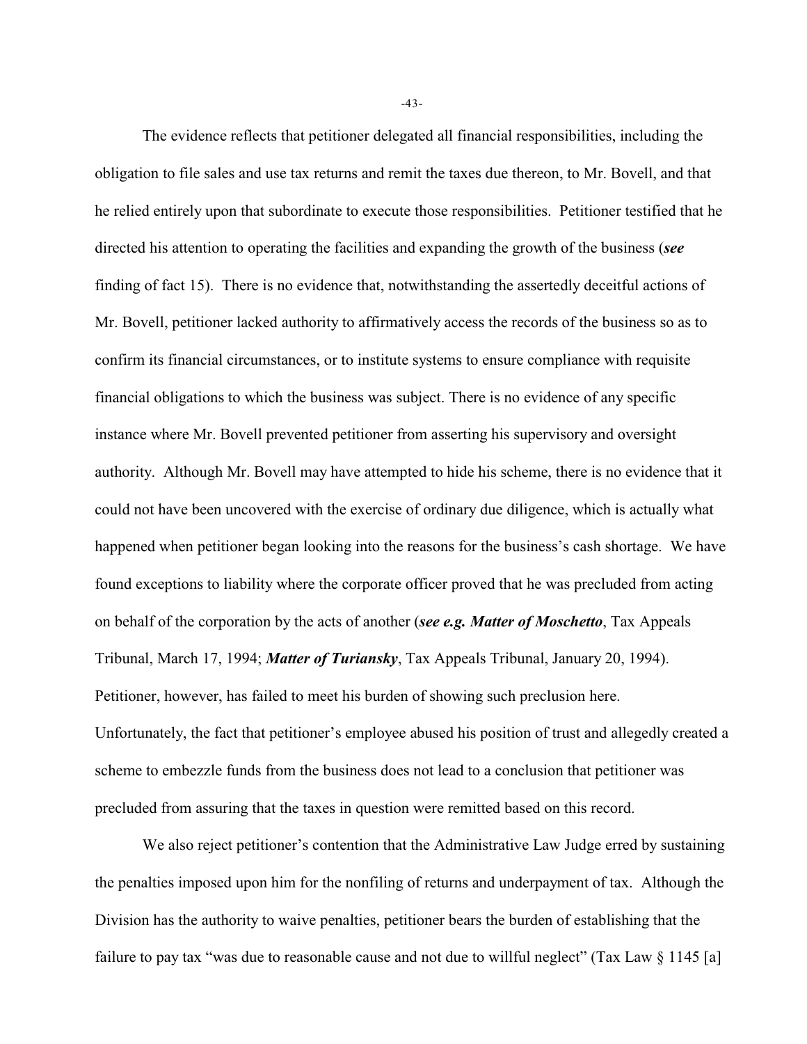The evidence reflects that petitioner delegated all financial responsibilities, including the obligation to file sales and use tax returns and remit the taxes due thereon, to Mr. Bovell, and that he relied entirely upon that subordinate to execute those responsibilities. Petitioner testified that he directed his attention to operating the facilities and expanding the growth of the business (***see*** finding of fact 15). There is no evidence that, notwithstanding the assertedly deceitful actions of Mr. Bovell, petitioner lacked authority to affirmatively access the records of the business so as to confirm its financial circumstances, or to institute systems to ensure compliance with requisite financial obligations to which the business was subject. There is no evidence of any specific instance where Mr. Bovell prevented petitioner from asserting his supervisory and oversight authority. Although Mr. Bovell may have attempted to hide his scheme, there is no evidence that it could not have been uncovered with the exercise of ordinary due diligence, which is actually what happened when petitioner began looking into the reasons for the business's cash shortage. We have found exceptions to liability where the corporate officer proved that he was precluded from acting on behalf of the corporation by the acts of another (***see e.g. Matter of Moschetto***, Tax Appeals Tribunal, March 17, 1994; ***Matter of Turiansky***, Tax Appeals Tribunal, January 20, 1994). Petitioner, however, has failed to meet his burden of showing such preclusion here. Unfortunately, the fact that petitioner's employee abused his position of trust and allegedly created a scheme to embezzle funds from the business does not lead to a conclusion that petitioner was precluded from assuring that the taxes in question were remitted based on this record.

We also reject petitioner's contention that the Administrative Law Judge erred by sustaining the penalties imposed upon him for the nonfiling of returns and underpayment of tax. Although the Division has the authority to waive penalties, petitioner bears the burden of establishing that the failure to pay tax "was due to reasonable cause and not due to willful neglect" (Tax Law § 1145 [a]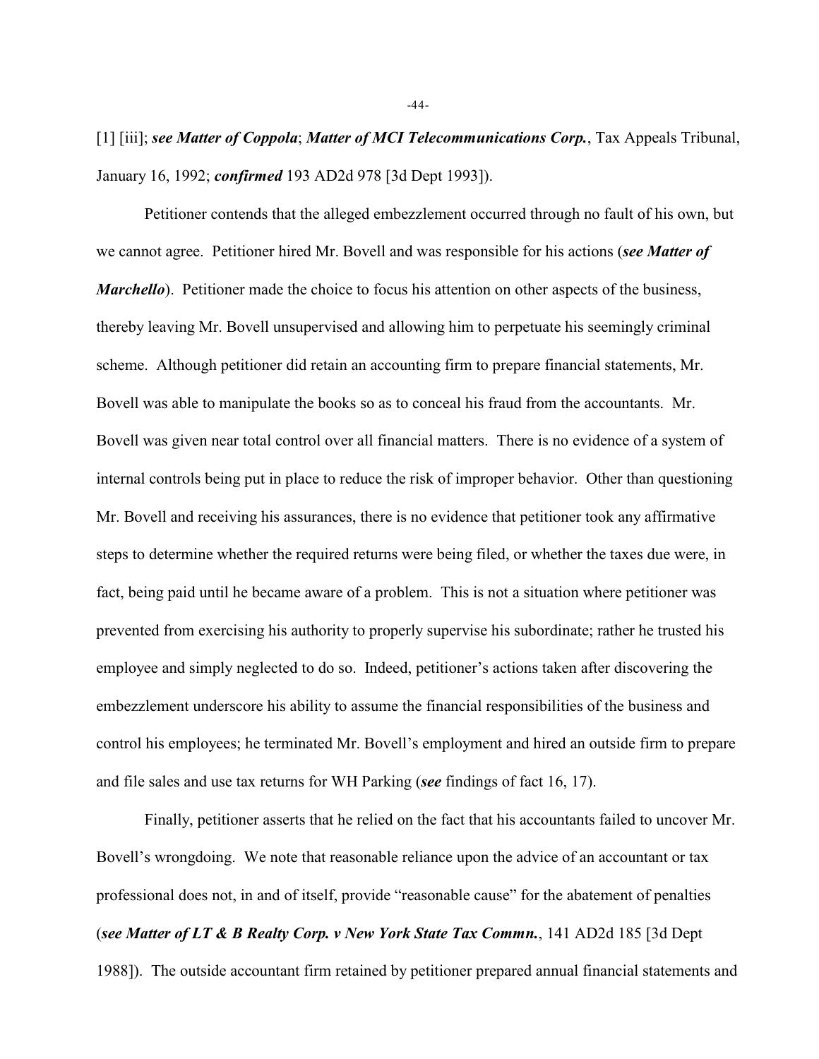[1] [iii]; ***see Matter of Coppola***; ***Matter of MCI Telecommunications Corp.***, Tax Appeals Tribunal, January 16, 1992; ***confirmed*** 193 AD2d 978 [3d Dept 1993]).

Petitioner contends that the alleged embezzlement occurred through no fault of his own, but we cannot agree. Petitioner hired Mr. Bovell and was responsible for his actions (***see Matter of Marchello***). Petitioner made the choice to focus his attention on other aspects of the business, thereby leaving Mr. Bovell unsupervised and allowing him to perpetuate his seemingly criminal scheme. Although petitioner did retain an accounting firm to prepare financial statements, Mr. Bovell was able to manipulate the books so as to conceal his fraud from the accountants. Mr. Bovell was given near total control over all financial matters. There is no evidence of a system of internal controls being put in place to reduce the risk of improper behavior. Other than questioning Mr. Bovell and receiving his assurances, there is no evidence that petitioner took any affirmative steps to determine whether the required returns were being filed, or whether the taxes due were, in fact, being paid until he became aware of a problem. This is not a situation where petitioner was prevented from exercising his authority to properly supervise his subordinate; rather he trusted his employee and simply neglected to do so. Indeed, petitioner's actions taken after discovering the embezzlement underscore his ability to assume the financial responsibilities of the business and control his employees; he terminated Mr. Bovell's employment and hired an outside firm to prepare and file sales and use tax returns for WH Parking (***see*** findings of fact 16, 17).

Finally, petitioner asserts that he relied on the fact that his accountants failed to uncover Mr. Bovell's wrongdoing. We note that reasonable reliance upon the advice of an accountant or tax professional does not, in and of itself, provide "reasonable cause" for the abatement of penalties (***see Matter of LT & B Realty Corp. v New York State Tax Commn.***, 141 AD2d 185 [3d Dept 1988]). The outside accountant firm retained by petitioner prepared annual financial statements and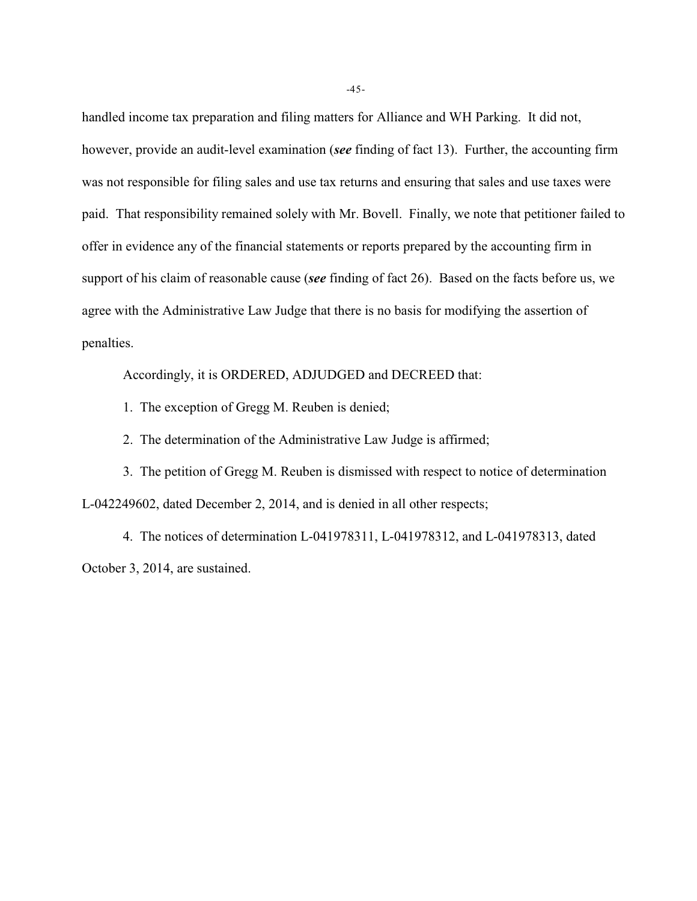handled income tax preparation and filing matters for Alliance and WH Parking. It did not, however, provide an audit-level examination (***see*** finding of fact 13). Further, the accounting firm was not responsible for filing sales and use tax returns and ensuring that sales and use taxes were paid. That responsibility remained solely with Mr. Bovell. Finally, we note that petitioner failed to offer in evidence any of the financial statements or reports prepared by the accounting firm in support of his claim of reasonable cause (***see*** finding of fact 26). Based on the facts before us, we agree with the Administrative Law Judge that there is no basis for modifying the assertion of penalties.

Accordingly, it is ORDERED, ADJUDGED and DECREED that:

1. The exception of Gregg M. Reuben is denied;

2. The determination of the Administrative Law Judge is affirmed;

3. The petition of Gregg M. Reuben is dismissed with respect to notice of determination L-042249602, dated December 2, 2014, and is denied in all other respects;

4. The notices of determination L-041978311, L-041978312, and L-041978313, dated October 3, 2014, are sustained.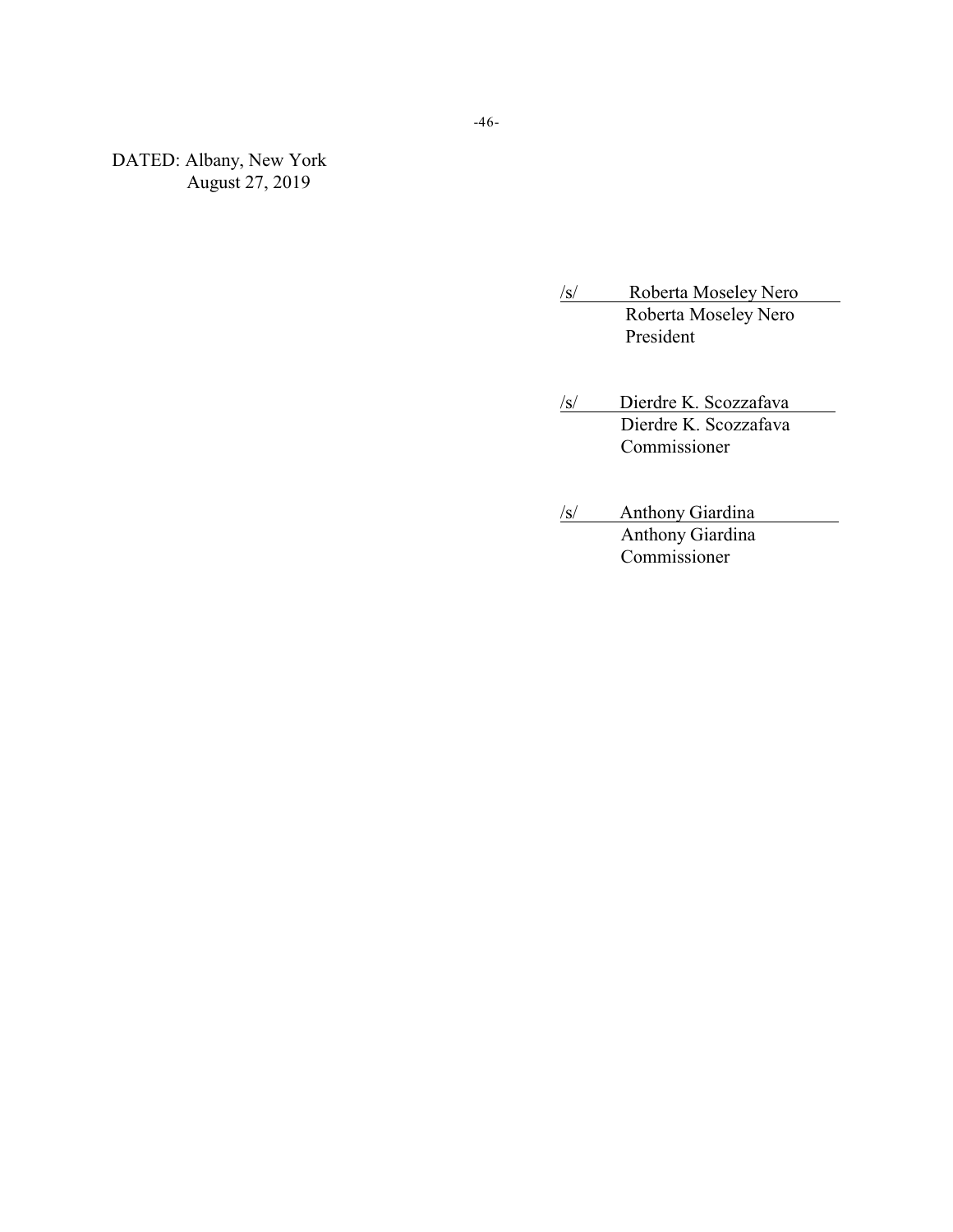DATED: Albany, New York
August 27, 2019

/s/ Roberta Moseley Nero
Roberta Moseley Nero
President

/s/ Dierdre K. Scozzafava
Dierdre K. Scozzafava
Commissioner

/s/ Anthony Giardina
Anthony Giardina
Commissioner